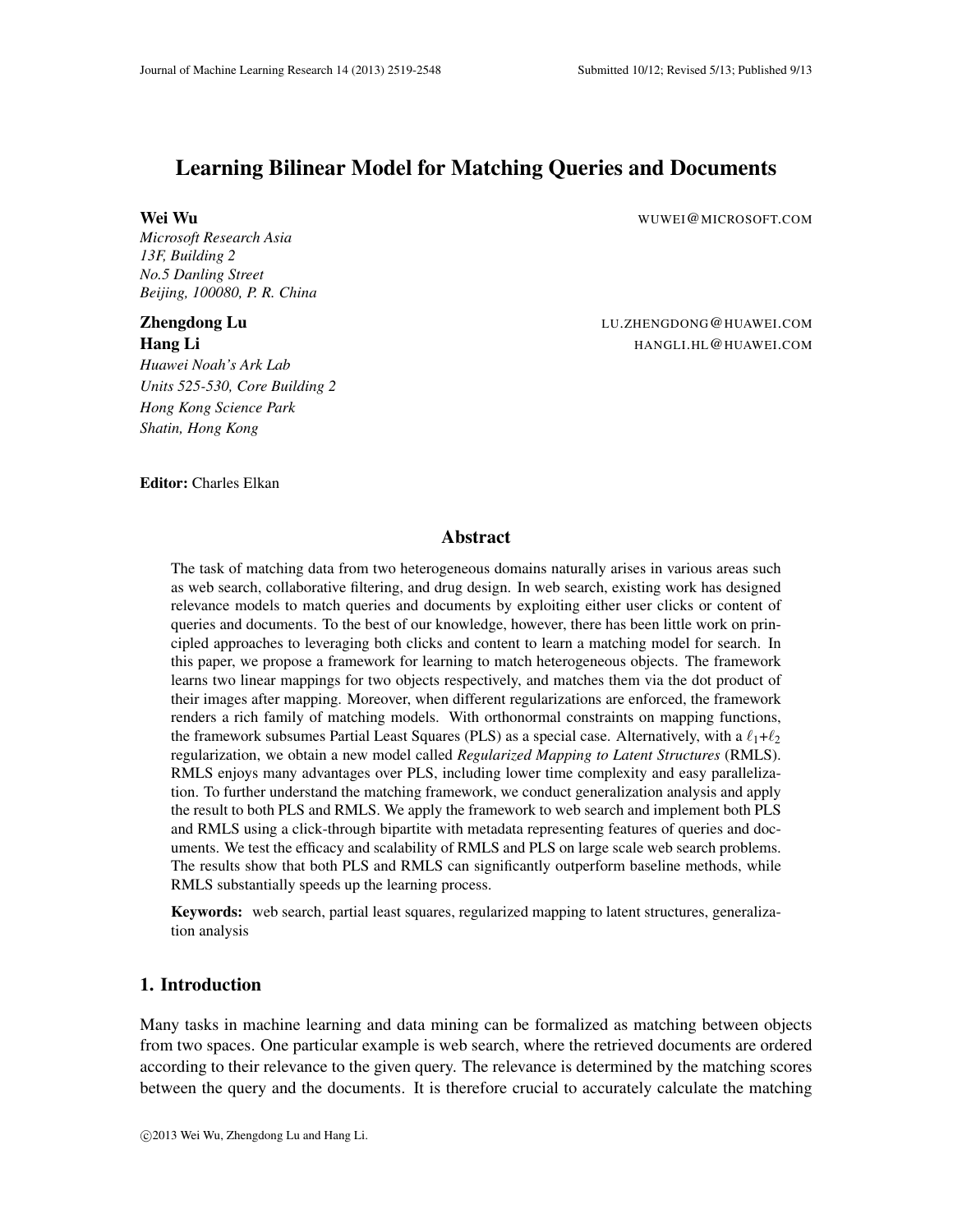# Learning Bilinear Model for Matching Queries and Documents

**Wei Wu** WUWEI@MICROSOFT.COM

*Microsoft Research Asia*
*13F, Building 2*
*No.5 Danling Street*
*Beijing, 100080, P. R. China*

**Zhengdong Lu** LU.ZHENGDONG@HUAWEI.COM

**Hang Li** HANGLI.HL@HUAWEI.COM

*Huawei Noah's Ark Lab*
*Units 525-530, Core Building 2*
*Hong Kong Science Park*
*Shatin, Hong Kong*

**Editor:** Charles Elkan

## Abstract

The task of matching data from two heterogeneous domains naturally arises in various areas such as web search, collaborative filtering, and drug design. In web search, existing work has designed relevance models to match queries and documents by exploiting either user clicks or content of queries and documents. To the best of our knowledge, however, there has been little work on principled approaches to leveraging both clicks and content to learn a matching model for search. In this paper, we propose a framework for learning to match heterogeneous objects. The framework learns two linear mappings for two objects respectively, and matches them via the dot product of their images after mapping. Moreover, when different regularizations are enforced, the framework renders a rich family of matching models. With orthonormal constraints on mapping functions, the framework subsumes Partial Least Squares (PLS) as a special case. Alternatively, with a $\ell_1$+$\ell_2$ regularization, we obtain a new model called *Regularized Mapping to Latent Structures* (RMLS). RMLS enjoys many advantages over PLS, including lower time complexity and easy parallelization. To further understand the matching framework, we conduct generalization analysis and apply the result to both PLS and RMLS. We apply the framework to web search and implement both PLS and RMLS using a click-through bipartite with metadata representing features of queries and documents. We test the efficacy and scalability of RMLS and PLS on large scale web search problems. The results show that both PLS and RMLS can significantly outperform baseline methods, while RMLS substantially speeds up the learning process.

**Keywords:** web search, partial least squares, regularized mapping to latent structures, generalization analysis

## 1. Introduction

Many tasks in machine learning and data mining can be formalized as matching between objects from two spaces. One particular example is web search, where the retrieved documents are ordered according to their relevance to the given query. The relevance is determined by the matching scores between the query and the documents. It is therefore crucial to accurately calculate the matching

©2013 Wei Wu, Zhengdong Lu and Hang Li.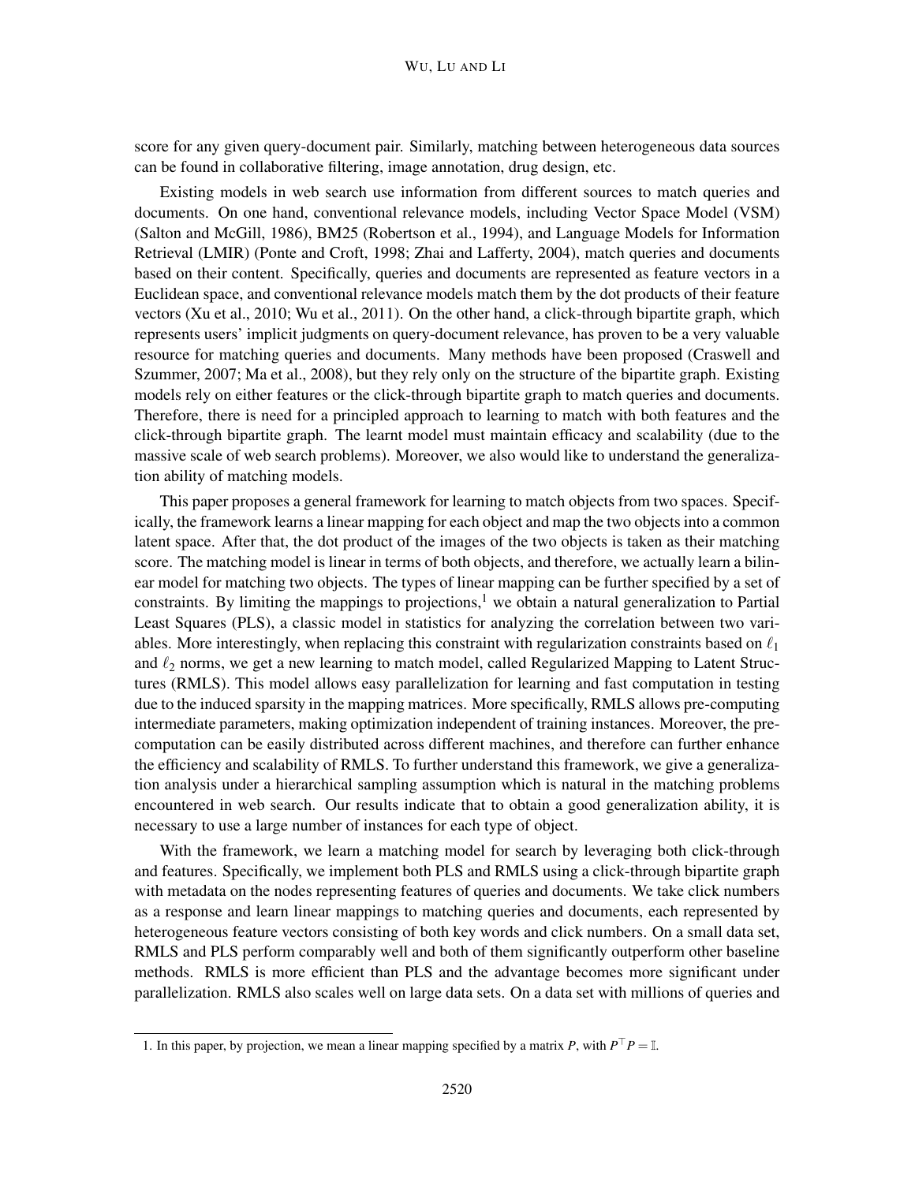score for any given query-document pair. Similarly, matching between heterogeneous data sources can be found in collaborative filtering, image annotation, drug design, etc.

Existing models in web search use information from different sources to match queries and documents. On one hand, conventional relevance models, including Vector Space Model (VSM) (Salton and McGill, 1986), BM25 (Robertson et al., 1994), and Language Models for Information Retrieval (LMIR) (Ponte and Croft, 1998; Zhai and Lafferty, 2004), match queries and documents based on their content. Specifically, queries and documents are represented as feature vectors in a Euclidean space, and conventional relevance models match them by the dot products of their feature vectors (Xu et al., 2010; Wu et al., 2011). On the other hand, a click-through bipartite graph, which represents users' implicit judgments on query-document relevance, has proven to be a very valuable resource for matching queries and documents. Many methods have been proposed (Craswell and Szummer, 2007; Ma et al., 2008), but they rely only on the structure of the bipartite graph. Existing models rely on either features or the click-through bipartite graph to match queries and documents. Therefore, there is need for a principled approach to learning to match with both features and the click-through bipartite graph. The learnt model must maintain efficacy and scalability (due to the massive scale of web search problems). Moreover, we also would like to understand the generalization ability of matching models.

This paper proposes a general framework for learning to match objects from two spaces. Specifically, the framework learns a linear mapping for each object and map the two objects into a common latent space. After that, the dot product of the images of the two objects is taken as their matching score. The matching model is linear in terms of both objects, and therefore, we actually learn a bilinear model for matching two objects. The types of linear mapping can be further specified by a set of constraints. By limiting the mappings to projections,[1] we obtain a natural generalization to Partial Least Squares (PLS), a classic model in statistics for analyzing the correlation between two variables. More interestingly, when replacing this constraint with regularization constraints based on $\ell_1$ and $\ell_2$ norms, we get a new learning to match model, called Regularized Mapping to Latent Structures (RMLS). This model allows easy parallelization for learning and fast computation in testing due to the induced sparsity in the mapping matrices. More specifically, RMLS allows pre-computing intermediate parameters, making optimization independent of training instances. Moreover, the pre-computation can be easily distributed across different machines, and therefore can further enhance the efficiency and scalability of RMLS. To further understand this framework, we give a generalization analysis under a hierarchical sampling assumption which is natural in the matching problems encountered in web search. Our results indicate that to obtain a good generalization ability, it is necessary to use a large number of instances for each type of object.

With the framework, we learn a matching model for search by leveraging both click-through and features. Specifically, we implement both PLS and RMLS using a click-through bipartite graph with metadata on the nodes representing features of queries and documents. We take click numbers as a response and learn linear mappings to matching queries and documents, each represented by heterogeneous feature vectors consisting of both key words and click numbers. On a small data set, RMLS and PLS perform comparably well and both of them significantly outperform other baseline methods. RMLS is more efficient than PLS and the advantage becomes more significant under parallelization. RMLS also scales well on large data sets. On a data set with millions of queries and

1. In this paper, by projection, we mean a linear mapping specified by a matrix $P$, with $P^\top P = \mathbb{I}$.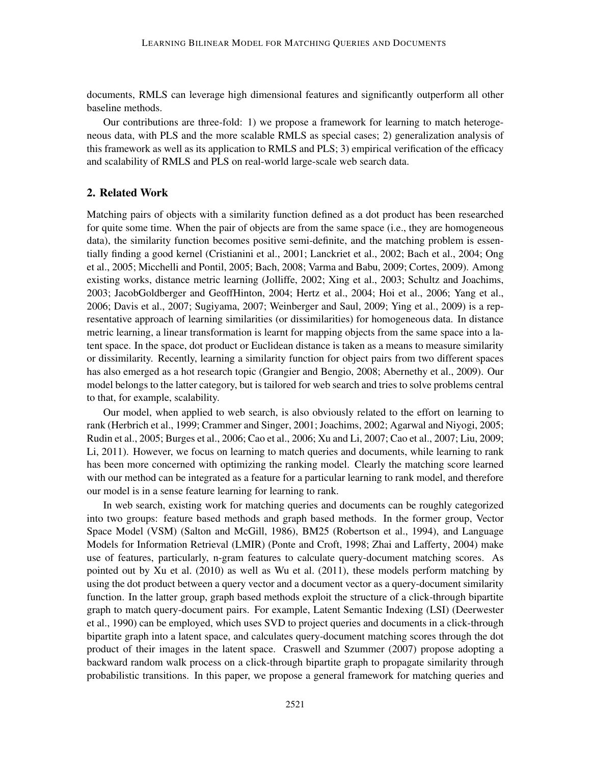documents, RMLS can leverage high dimensional features and significantly outperform all other baseline methods.

Our contributions are three-fold: 1) we propose a framework for learning to match heterogeneous data, with PLS and the more scalable RMLS as special cases; 2) generalization analysis of this framework as well as its application to RMLS and PLS; 3) empirical verification of the efficacy and scalability of RMLS and PLS on real-world large-scale web search data.

## 2. Related Work

Matching pairs of objects with a similarity function defined as a dot product has been researched for quite some time. When the pair of objects are from the same space (i.e., they are homogeneous data), the similarity function becomes positive semi-definite, and the matching problem is essentially finding a good kernel (Cristianini et al., 2001; Lanckriet et al., 2002; Bach et al., 2004; Ong et al., 2005; Micchelli and Pontil, 2005; Bach, 2008; Varma and Babu, 2009; Cortes, 2009). Among existing works, distance metric learning (Jolliffe, 2002; Xing et al., 2003; Schultz and Joachims, 2003; JacobGoldberger and GeoffHinton, 2004; Hertz et al., 2004; Hoi et al., 2006; Yang et al., 2006; Davis et al., 2007; Sugiyama, 2007; Weinberger and Saul, 2009; Ying et al., 2009) is a representative approach of learning similarities (or dissimilarities) for homogeneous data. In distance metric learning, a linear transformation is learnt for mapping objects from the same space into a latent space. In the space, dot product or Euclidean distance is taken as a means to measure similarity or dissimilarity. Recently, learning a similarity function for object pairs from two different spaces has also emerged as a hot research topic (Grangier and Bengio, 2008; Abernethy et al., 2009). Our model belongs to the latter category, but is tailored for web search and tries to solve problems central to that, for example, scalability.

Our model, when applied to web search, is also obviously related to the effort on learning to rank (Herbrich et al., 1999; Crammer and Singer, 2001; Joachims, 2002; Agarwal and Niyogi, 2005; Rudin et al., 2005; Burges et al., 2006; Cao et al., 2006; Xu and Li, 2007; Cao et al., 2007; Liu, 2009; Li, 2011). However, we focus on learning to match queries and documents, while learning to rank has been more concerned with optimizing the ranking model. Clearly the matching score learned with our method can be integrated as a feature for a particular learning to rank model, and therefore our model is in a sense feature learning for learning to rank.

In web search, existing work for matching queries and documents can be roughly categorized into two groups: feature based methods and graph based methods. In the former group, Vector Space Model (VSM) (Salton and McGill, 1986), BM25 (Robertson et al., 1994), and Language Models for Information Retrieval (LMIR) (Ponte and Croft, 1998; Zhai and Lafferty, 2004) make use of features, particularly, n-gram features to calculate query-document matching scores. As pointed out by Xu et al. (2010) as well as Wu et al. (2011), these models perform matching by using the dot product between a query vector and a document vector as a query-document similarity function. In the latter group, graph based methods exploit the structure of a click-through bipartite graph to match query-document pairs. For example, Latent Semantic Indexing (LSI) (Deerwester et al., 1990) can be employed, which uses SVD to project queries and documents in a click-through bipartite graph into a latent space, and calculates query-document matching scores through the dot product of their images in the latent space. Craswell and Szummer (2007) propose adopting a backward random walk process on a click-through bipartite graph to propagate similarity through probabilistic transitions. In this paper, we propose a general framework for matching queries and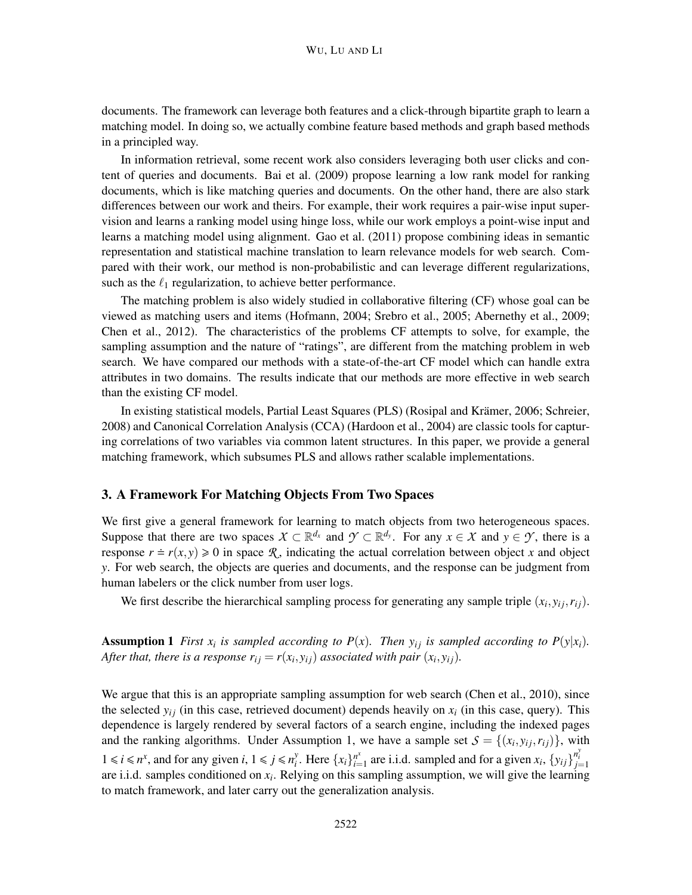documents. The framework can leverage both features and a click-through bipartite graph to learn a matching model. In doing so, we actually combine feature based methods and graph based methods in a principled way.

In information retrieval, some recent work also considers leveraging both user clicks and content of queries and documents. Bai et al. (2009) propose learning a low rank model for ranking documents, which is like matching queries and documents. On the other hand, there are also stark differences between our work and theirs. For example, their work requires a pair-wise input supervision and learns a ranking model using hinge loss, while our work employs a point-wise input and learns a matching model using alignment. Gao et al. (2011) propose combining ideas in semantic representation and statistical machine translation to learn relevance models for web search. Compared with their work, our method is non-probabilistic and can leverage different regularizations, such as the $\ell_1$ regularization, to achieve better performance.

The matching problem is also widely studied in collaborative filtering (CF) whose goal can be viewed as matching users and items (Hofmann, 2004; Srebro et al., 2005; Abernethy et al., 2009; Chen et al., 2012). The characteristics of the problems CF attempts to solve, for example, the sampling assumption and the nature of "ratings", are different from the matching problem in web search. We have compared our methods with a state-of-the-art CF model which can handle extra attributes in two domains. The results indicate that our methods are more effective in web search than the existing CF model.

In existing statistical models, Partial Least Squares (PLS) (Rosipal and Krämer, 2006; Schreier, 2008) and Canonical Correlation Analysis (CCA) (Hardoon et al., 2004) are classic tools for capturing correlations of two variables via common latent structures. In this paper, we provide a general matching framework, which subsumes PLS and allows rather scalable implementations.

## 3. A Framework For Matching Objects From Two Spaces

We first give a general framework for learning to match objects from two heterogeneous spaces. Suppose that there are two spaces $\mathcal{X} \subset \mathbb{R}^{d_x}$ and $\mathcal{Y} \subset \mathbb{R}^{d_y}$. For any $x \in \mathcal{X}$ and $y \in \mathcal{Y}$, there is a response $r \doteq r(x,y) \geqslant 0$ in space $\mathcal{R}$, indicating the actual correlation between object $x$ and object $y$. For web search, the objects are queries and documents, and the response can be judgment from human labelers or the click number from user logs.

We first describe the hierarchical sampling process for generating any sample triple $(x_i, y_{ij}, r_{ij})$.

**Assumption 1** *First $x_i$ is sampled according to $P(x)$. Then $y_{ij}$ is sampled according to $P(y|x_i)$. After that, there is a response $r_{ij} = r(x_i, y_{ij})$ associated with pair $(x_i, y_{ij})$.*

We argue that this is an appropriate sampling assumption for web search (Chen et al., 2010), since the selected $y_{ij}$ (in this case, retrieved document) depends heavily on $x_i$ (in this case, query). This dependence is largely rendered by several factors of a search engine, including the indexed pages and the ranking algorithms. Under Assumption 1, we have a sample set $\mathcal{S} = \{(x_i, y_{ij}, r_{ij})\}$, with $1 \leqslant i \leqslant n^x$, and for any given $i$, $1 \leqslant j \leqslant n_i^y$. Here $\{x_i\}_{i=1}^{n^x}$ are i.i.d. sampled and for a given $x_i$, $\{y_{ij}\}_{j=1}^{n_i^y}$ are i.i.d. samples conditioned on $x_i$. Relying on this sampling assumption, we will give the learning to match framework, and later carry out the generalization analysis.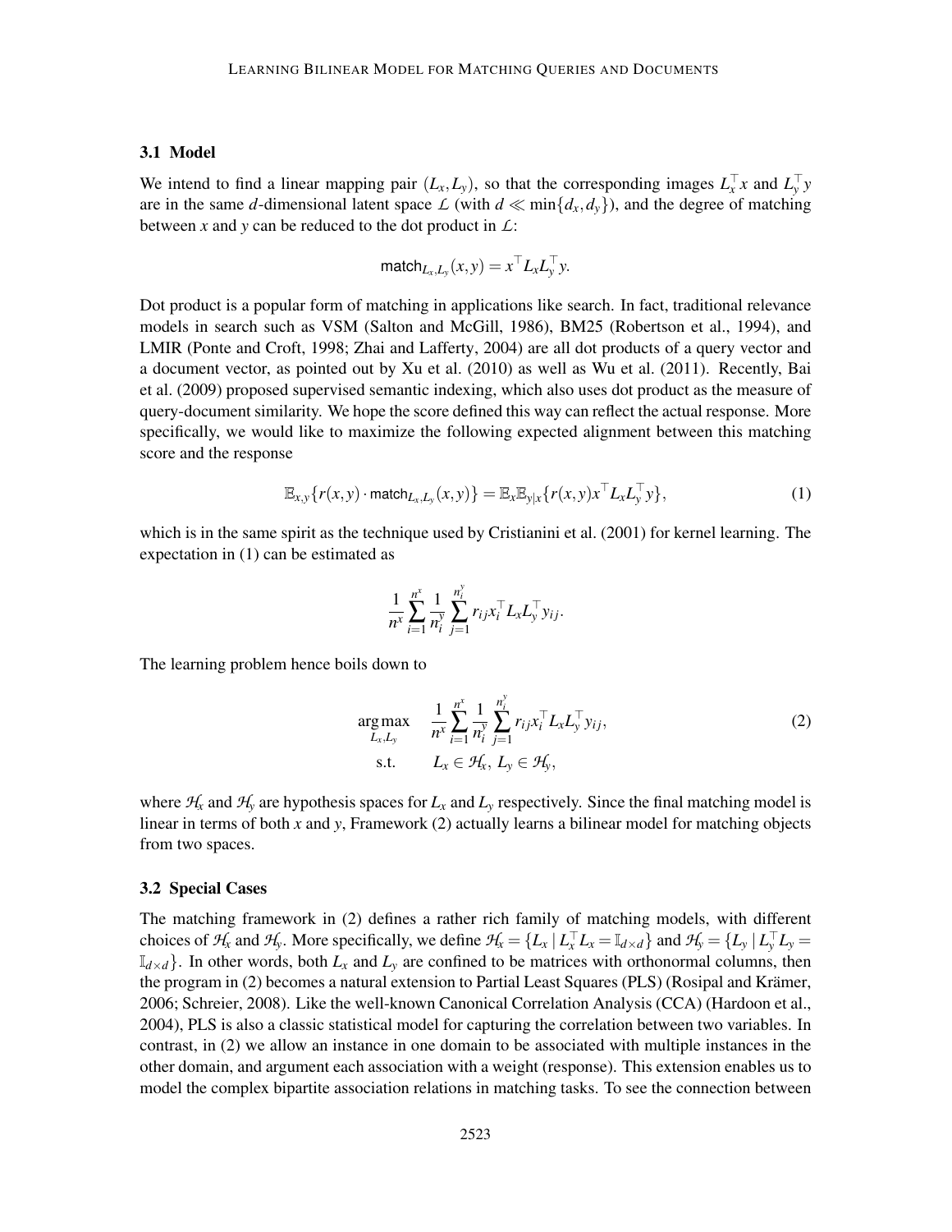### 3.1 Model

We intend to find a linear mapping pair $(L_x, L_y)$, so that the corresponding images $L_x^\top x$ and $L_y^\top y$ are in the same $d$-dimensional latent space $\mathcal{L}$ (with $d \ll \min\{d_x, d_y\}$), and the degree of matching between $x$ and $y$ can be reduced to the dot product in $\mathcal{L}$:

$$\mathsf{match}_{L_x,L_y}(x,y) = x^\top L_x L_y^\top y.$$

Dot product is a popular form of matching in applications like search. In fact, traditional relevance models in search such as VSM (Salton and McGill, 1986), BM25 (Robertson et al., 1994), and LMIR (Ponte and Croft, 1998; Zhai and Lafferty, 2004) are all dot products of a query vector and a document vector, as pointed out by Xu et al. (2010) as well as Wu et al. (2011). Recently, Bai et al. (2009) proposed supervised semantic indexing, which also uses dot product as the measure of query-document similarity. We hope the score defined this way can reflect the actual response. More specifically, we would like to maximize the following expected alignment between this matching score and the response

$$\mathbb{E}_{x,y}\{r(x,y) \cdot \mathsf{match}_{L_x,L_y}(x,y)\} = \mathbb{E}_x \mathbb{E}_{y|x}\{r(x,y) x^\top L_x L_y^\top y\}, \tag{1}$$

which is in the same spirit as the technique used by Cristianini et al. (2001) for kernel learning. The expectation in (1) can be estimated as

$$\frac{1}{n^x} \sum_{i=1}^{n^x} \frac{1}{n_i^y} \sum_{j=1}^{n_i^y} r_{ij} x_i^\top L_x L_y^\top y_{ij}.$$

The learning problem hence boils down to

$$\begin{aligned} \underset{L_x, L_y}{\arg\max} \quad & \frac{1}{n^x} \sum_{i=1}^{n^x} \frac{1}{n_i^y} \sum_{j=1}^{n_i^y} r_{ij} x_i^\top L_x L_y^\top y_{ij}, \\ \text{s.t.} \quad & L_x \in \mathcal{H}_x,\ L_y \in \mathcal{H}_y, \end{aligned} \tag{2}$$

where $\mathcal{H}_x$ and $\mathcal{H}_y$ are hypothesis spaces for $L_x$ and $L_y$ respectively. Since the final matching model is linear in terms of both $x$ and $y$, Framework (2) actually learns a bilinear model for matching objects from two spaces.

### 3.2 Special Cases

The matching framework in (2) defines a rather rich family of matching models, with different choices of $\mathcal{H}_x$ and $\mathcal{H}_y$. More specifically, we define $\mathcal{H}_x = \{L_x \mid L_x^\top L_x = \mathbb{I}_{d\times d}\}$ and $\mathcal{H}_y = \{L_y \mid L_y^\top L_y = \mathbb{I}_{d\times d}\}$. In other words, both $L_x$ and $L_y$ are confined to be matrices with orthonormal columns, then the program in (2) becomes a natural extension to Partial Least Squares (PLS) (Rosipal and Krämer, 2006; Schreier, 2008). Like the well-known Canonical Correlation Analysis (CCA) (Hardoon et al., 2004), PLS is also a classic statistical model for capturing the correlation between two variables. In contrast, in (2) we allow an instance in one domain to be associated with multiple instances in the other domain, and argument each association with a weight (response). This extension enables us to model the complex bipartite association relations in matching tasks. To see the connection between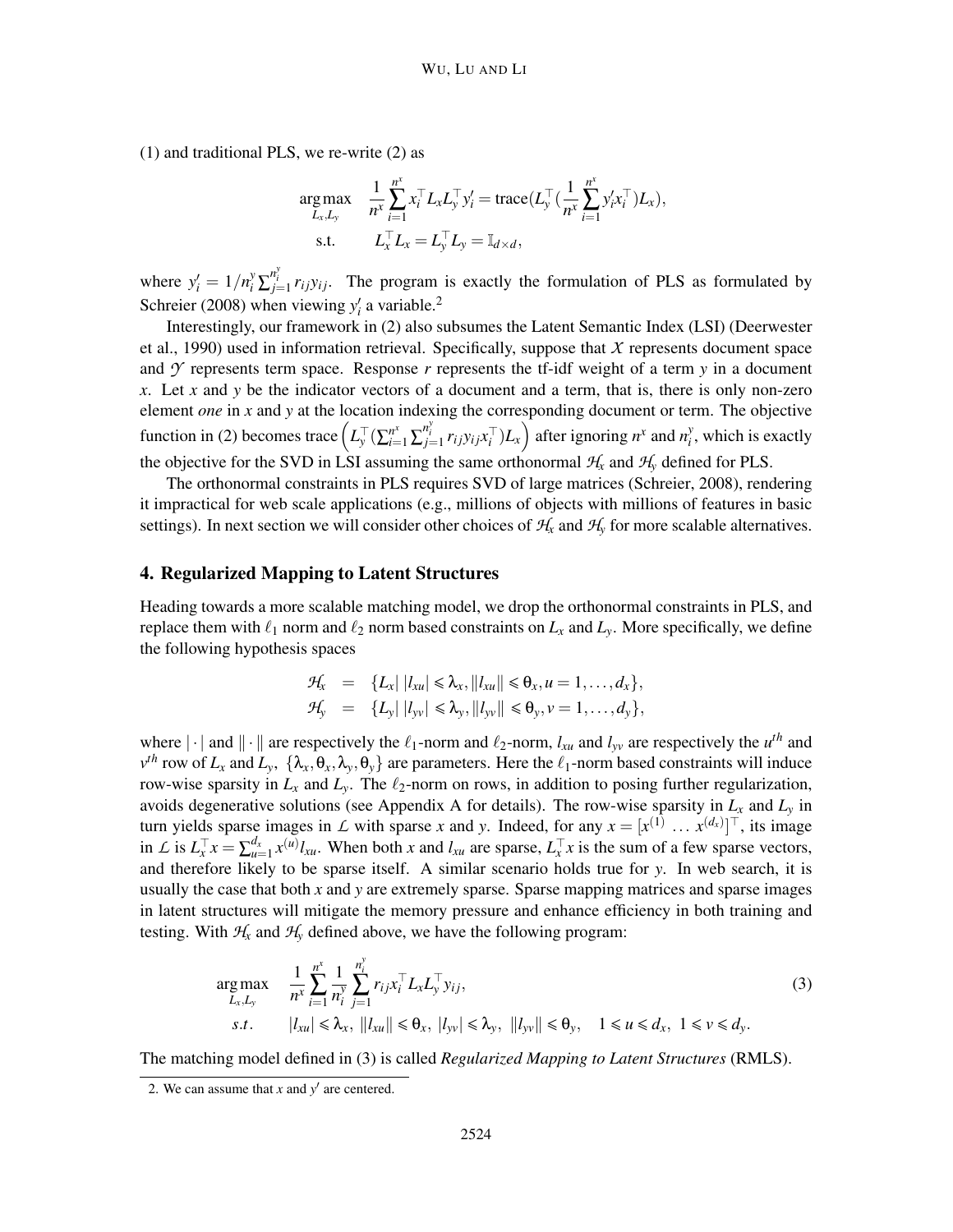(1) and traditional PLS, we re-write (2) as

$$\begin{aligned}
\arg\max_{L_x, L_y} \quad & \frac{1}{n^x}\sum_{i=1}^{n^x} x_i^\top L_x L_y^\top y_i' = \text{trace}(L_y^\top (\frac{1}{n^x}\sum_{i=1}^{n^x} y_i' x_i^\top) L_x), \\
\text{s.t.} \quad & L_x^\top L_x = L_y^\top L_y = \mathbb{I}_{d\times d},
\end{aligned}$$

where $y_i' = 1/n_i^y \sum_{j=1}^{n_i^y} r_{ij} y_{ij}$. The program is exactly the formulation of PLS as formulated by Schreier (2008) when viewing $y_i'$ a variable.[2]

Interestingly, our framework in (2) also subsumes the Latent Semantic Index (LSI) (Deerwester et al., 1990) used in information retrieval. Specifically, suppose that $\mathcal{X}$ represents document space and $\mathcal{Y}$ represents term space. Response $r$ represents the tf-idf weight of a term $y$ in a document $x$. Let $x$ and $y$ be the indicator vectors of a document and a term, that is, there is only non-zero element *one* in $x$ and $y$ at the location indexing the corresponding document or term. The objective function in (2) becomes $\text{trace}\left(L_y^\top (\sum_{i=1}^{n^x}\sum_{j=1}^{n_i^y} r_{ij} y_{ij} x_i^\top) L_x\right)$ after ignoring $n^x$ and $n_i^y$, which is exactly the objective for the SVD in LSI assuming the same orthonormal $\mathcal{H}_x$ and $\mathcal{H}_y$ defined for PLS.

The orthonormal constraints in PLS requires SVD of large matrices (Schreier, 2008), rendering it impractical for web scale applications (e.g., millions of objects with millions of features in basic settings). In next section we will consider other choices of $\mathcal{H}_x$ and $\mathcal{H}_y$ for more scalable alternatives.

## 4. Regularized Mapping to Latent Structures

Heading towards a more scalable matching model, we drop the orthonormal constraints in PLS, and replace them with $\ell_1$ norm and $\ell_2$ norm based constraints on $L_x$ and $L_y$. More specifically, we define the following hypothesis spaces

$$\begin{aligned}
\mathcal{H}_x &= \{L_x \mid |l_{xu}| \leqslant \lambda_x, \|l_{xu}\| \leqslant \theta_x, u = 1, \ldots, d_x\}, \\
\mathcal{H}_y &= \{L_y \mid |l_{yv}| \leqslant \lambda_y, \|l_{yv}\| \leqslant \theta_y, v = 1, \ldots, d_y\},
\end{aligned}$$

where $|\cdot|$ and $\|\cdot\|$ are respectively the $\ell_1$-norm and $\ell_2$-norm, $l_{xu}$ and $l_{yv}$ are respectively the $u^{th}$ and $v^{th}$ row of $L_x$ and $L_y$, $\{\lambda_x, \theta_x, \lambda_y, \theta_y\}$ are parameters. Here the $\ell_1$-norm based constraints will induce row-wise sparsity in $L_x$ and $L_y$. The $\ell_2$-norm on rows, in addition to posing further regularization, avoids degenerative solutions (see Appendix A for details). The row-wise sparsity in $L_x$ and $L_y$ in turn yields sparse images in $\mathcal{L}$ with sparse $x$ and $y$. Indeed, for any $x = [x^{(1)} \ \ldots \ x^{(d_x)}]^\top$, its image in $\mathcal{L}$ is $L_x^\top x = \sum_{u=1}^{d_x} x^{(u)} l_{xu}$. When both $x$ and $l_{xu}$ are sparse, $L_x^\top x$ is the sum of a few sparse vectors, and therefore likely to be sparse itself. A similar scenario holds true for $y$. In web search, it is usually the case that both $x$ and $y$ are extremely sparse. Sparse mapping matrices and sparse images in latent structures will mitigate the memory pressure and enhance efficiency in both training and testing. With $\mathcal{H}_x$ and $\mathcal{H}_y$ defined above, we have the following program:

$$\begin{aligned}
\arg\max_{L_x, L_y} \quad & \frac{1}{n^x}\sum_{i=1}^{n^x} \frac{1}{n_i^y}\sum_{j=1}^{n_i^y} r_{ij} x_i^\top L_x L_y^\top y_{ij}, \\
s.t. \quad & |l_{xu}| \leqslant \lambda_x, \ \|l_{xu}\| \leqslant \theta_x, \ |l_{yv}| \leqslant \lambda_y, \ \|l_{yv}\| \leqslant \theta_y, \quad 1 \leqslant u \leqslant d_x, \ 1 \leqslant v \leqslant d_y.
\end{aligned} \tag{3}$$

The matching model defined in (3) is called *Regularized Mapping to Latent Structures* (RMLS).

2. We can assume that $x$ and $y'$ are centered.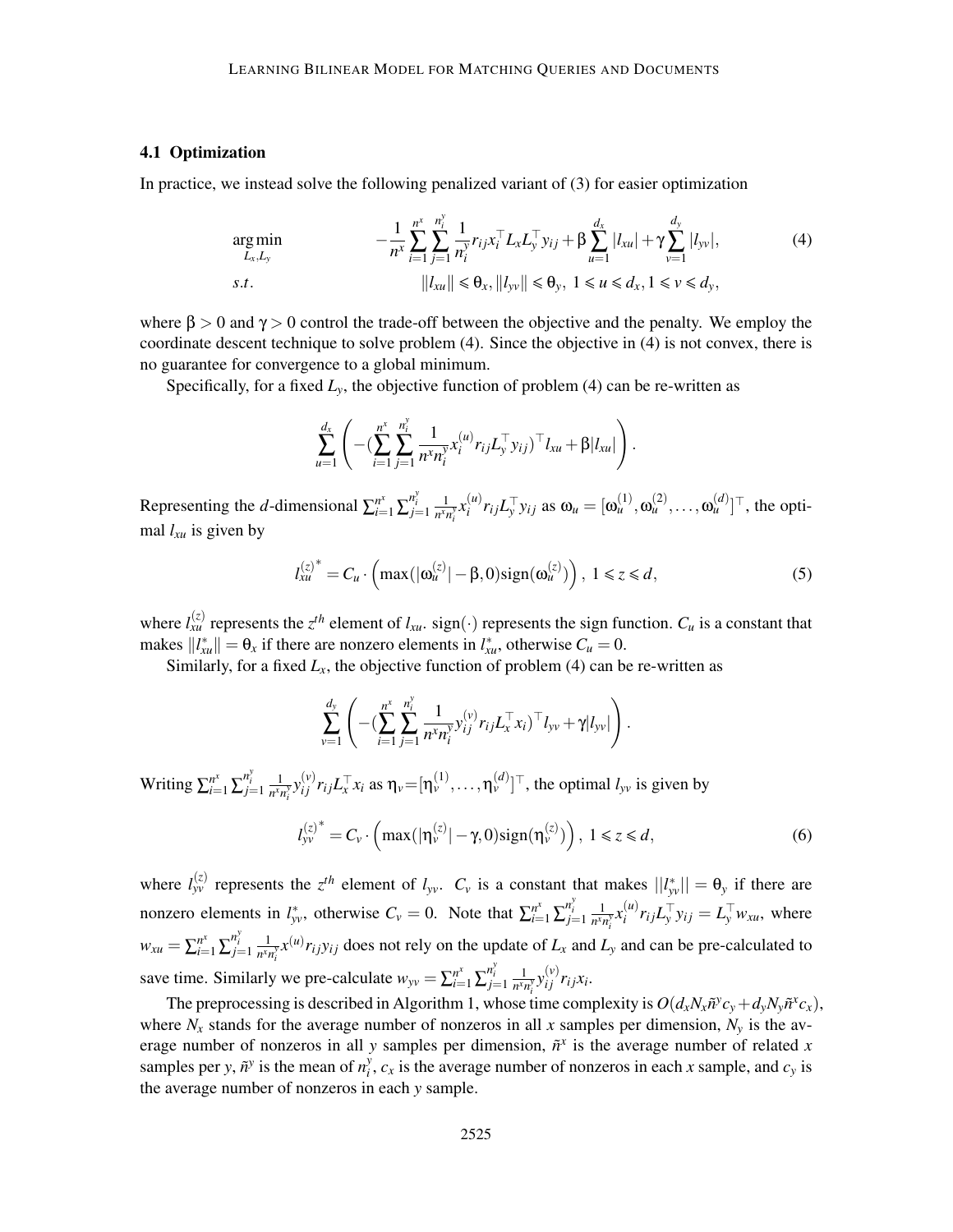### 4.1 Optimization

In practice, we instead solve the following penalized variant of (3) for easier optimization

$$
\begin{aligned}
\underset{L_x, L_y}{\arg\min} \quad & -\frac{1}{n^x}\sum_{i=1}^{n^x}\sum_{j=1}^{n_i^y}\frac{1}{n_i^y} r_{ij} x_i^\top L_x L_y^\top y_{ij} + \beta \sum_{u=1}^{d_x} |l_{xu}| + \gamma \sum_{v=1}^{d_y} |l_{yv}|, \\
s.t. \quad & \|l_{xu}\| \leqslant \theta_x, \|l_{yv}\| \leqslant \theta_y, \ 1 \leqslant u \leqslant d_x, 1 \leqslant v \leqslant d_y,
\end{aligned}
\tag{4}
$$

where $\beta > 0$ and $\gamma > 0$ control the trade-off between the objective and the penalty. We employ the coordinate descent technique to solve problem (4). Since the objective in (4) is not convex, there is no guarantee for convergence to a global minimum.

Specifically, for a fixed $L_y$, the objective function of problem (4) can be re-written as

$$
\sum_{u=1}^{d_x}\left(-\left(\sum_{i=1}^{n^x}\sum_{j=1}^{n_i^y}\frac{1}{n^x n_i^y} x_i^{(u)} r_{ij} L_y^\top y_{ij}\right)^\top l_{xu} + \beta |l_{xu}|\right).
$$

Representing the $d$-dimensional $\sum_{i=1}^{n^x}\sum_{j=1}^{n_i^y}\frac{1}{n^x n_i^y} x_i^{(u)} r_{ij} L_y^\top y_{ij}$ as $\omega_u = [\omega_u^{(1)}, \omega_u^{(2)}, \ldots, \omega_u^{(d)}]^\top$, the optimal $l_{xu}$ is given by

$$
{l_{xu}^{(z)}}^* = C_u \cdot \left(\max(|\omega_u^{(z)}| - \beta, 0)\,\mathrm{sign}(\omega_u^{(z)})\right), \ 1 \leqslant z \leqslant d,
\tag{5}
$$

where $l_{xu}^{(z)}$ represents the $z^{th}$ element of $l_{xu}$. $\mathrm{sign}(\cdot)$ represents the sign function. $C_u$ is a constant that makes $\|l_{xu}^*\| = \theta_x$ if there are nonzero elements in $l_{xu}^*$, otherwise $C_u = 0$.

Similarly, for a fixed $L_x$, the objective function of problem (4) can be re-written as

$$
\sum_{v=1}^{d_y}\left(-\left(\sum_{i=1}^{n^x}\sum_{j=1}^{n_i^y}\frac{1}{n^x n_i^y} y_{ij}^{(v)} r_{ij} L_x^\top x_i\right)^\top l_{yv} + \gamma |l_{yv}|\right).
$$

Writing $\sum_{i=1}^{n^x}\sum_{j=1}^{n_i^y}\frac{1}{n^x n_i^y} y_{ij}^{(v)} r_{ij} L_x^\top x_i$ as $\eta_v = [\eta_v^{(1)}, \ldots, \eta_v^{(d)}]^\top$, the optimal $l_{yv}$ is given by

$$
{l_{yv}^{(z)}}^* = C_v \cdot \left(\max(|\eta_v^{(z)}| - \gamma, 0)\,\mathrm{sign}(\eta_v^{(z)})\right), \ 1 \leqslant z \leqslant d,
\tag{6}
$$

where $l_{yv}^{(z)}$ represents the $z^{th}$ element of $l_{yv}$. $C_v$ is a constant that makes $\|l_{yv}^*\| = \theta_y$ if there are nonzero elements in $l_{yv}^*$, otherwise $C_v = 0$. Note that $\sum_{i=1}^{n^x}\sum_{j=1}^{n_i^y}\frac{1}{n^x n_i^y} x_i^{(u)} r_{ij} L_y^\top y_{ij} = L_y^\top w_{xu}$, where $w_{xu} = \sum_{i=1}^{n^x}\sum_{j=1}^{n_i^y}\frac{1}{n^x n_i^y} x^{(u)} r_{ij} y_{ij}$ does not rely on the update of $L_x$ and $L_y$ and can be pre-calculated to save time. Similarly we pre-calculate $w_{yv} = \sum_{i=1}^{n^x}\sum_{j=1}^{n_i^y}\frac{1}{n^x n_i^y} y_{ij}^{(v)} r_{ij} x_i$.

The preprocessing is described in Algorithm 1, whose time complexity is $O(d_x N_x \tilde{n}^y c_y + d_y N_y \tilde{n}^x c_x)$, where $N_x$ stands for the average number of nonzeros in all $x$ samples per dimension, $N_y$ is the average number of nonzeros in all $y$ samples per dimension, $\tilde{n}^x$ is the average number of related $x$ samples per $y$, $\tilde{n}^y$ is the mean of $n_i^y$, $c_x$ is the average number of nonzeros in each $x$ sample, and $c_y$ is the average number of nonzeros in each $y$ sample.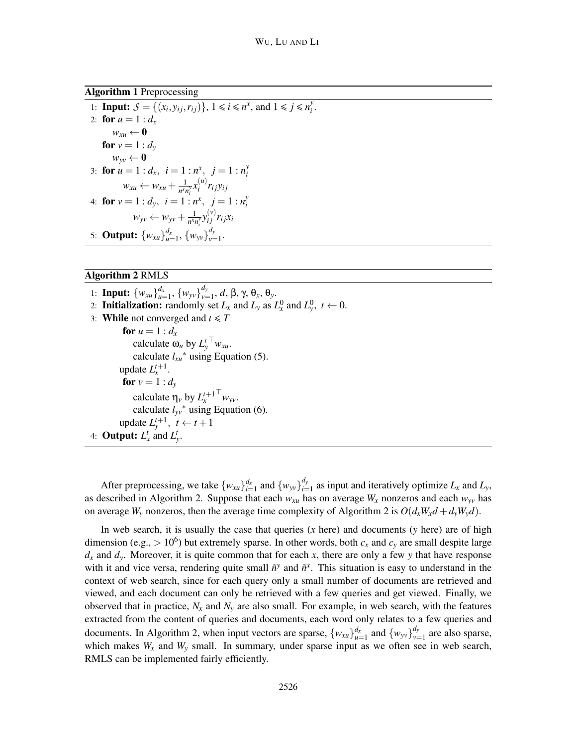**Algorithm 1** Preprocessing

1: **Input:** $\mathcal{S} = \{(x_i, y_{ij}, r_{ij})\}$, $1 \leqslant i \leqslant n^x$, and $1 \leqslant j \leqslant n_i^y$.

2: **for** $u = 1 : d_x$

  $w_{xu} \leftarrow \mathbf{0}$

  **for** $v = 1 : d_y$

  $w_{yv} \leftarrow \mathbf{0}$

3: **for** $u = 1 : d_x$, $i = 1 : n^x$, $j = 1 : n_i^y$

  $w_{xu} \leftarrow w_{xu} + \frac{1}{n^x n_i^y} x_i^{(u)} r_{ij} y_{ij}$

4: **for** $v = 1 : d_y$, $i = 1 : n^x$, $j = 1 : n_i^y$

  $w_{yv} \leftarrow w_{yv} + \frac{1}{n^x n_i^y} y_{ij}^{(v)} r_{ij} x_i$

5: **Output:** $\{w_{xu}\}_{u=1}^{d_x}$, $\{w_{yv}\}_{v=1}^{d_y}$.

**Algorithm 2** RMLS

1: **Input:** $\{w_{xu}\}_{u=1}^{d_x}$, $\{w_{yv}\}_{v=1}^{d_y}$, $d$, $\beta$, $\gamma$, $\theta_x$, $\theta_y$.

2: **Initialization:** randomly set $L_x$ and $L_y$ as $L_x^0$ and $L_y^0$, $t \leftarrow 0$.

3: **While** not converged and $t \leqslant T$

  **for** $u = 1 : d_x$

   calculate $\omega_u$ by ${L_y^t}^\top w_{xu}$.

   calculate ${l_{xu}}^*$ using Equation (5).

  update $L_x^{t+1}$.

  **for** $v = 1 : d_y$

   calculate $\eta_v$ by ${L_x^{t+1}}^\top w_{yv}$.

   calculate ${l_{yv}}^*$ using Equation (6).

  update $L_y^{t+1}$, $t \leftarrow t+1$

4: **Output:** $L_x^t$ and $L_y^t$.

After preprocessing, we take $\{w_{xu}\}_{i=1}^{d_x}$ and $\{w_{yv}\}_{i=1}^{d_y}$ as input and iteratively optimize $L_x$ and $L_y$, as described in Algorithm 2. Suppose that each $w_{xu}$ has on average $W_x$ nonzeros and each $w_{yv}$ has on average $W_y$ nonzeros, then the average time complexity of Algorithm 2 is $O(d_x W_x d + d_y W_y d)$.

In web search, it is usually the case that queries ($x$ here) and documents ($y$ here) are of high dimension (e.g., $> 10^6$) but extremely sparse. In other words, both $c_x$ and $c_y$ are small despite large $d_x$ and $d_y$. Moreover, it is quite common that for each $x$, there are only a few $y$ that have response with it and vice versa, rendering quite small $\tilde{n}^y$ and $\tilde{n}^x$. This situation is easy to understand in the context of web search, since for each query only a small number of documents are retrieved and viewed, and each document can only be retrieved with a few queries and get viewed. Finally, we observed that in practice, $N_x$ and $N_y$ are also small. For example, in web search, with the features extracted from the content of queries and documents, each word only relates to a few queries and documents. In Algorithm 2, when input vectors are sparse, $\{w_{xu}\}_{u=1}^{d_x}$ and $\{w_{yv}\}_{v=1}^{d_y}$ are also sparse, which makes $W_x$ and $W_y$ small. In summary, under sparse input as we often see in web search, RMLS can be implemented fairly efficiently.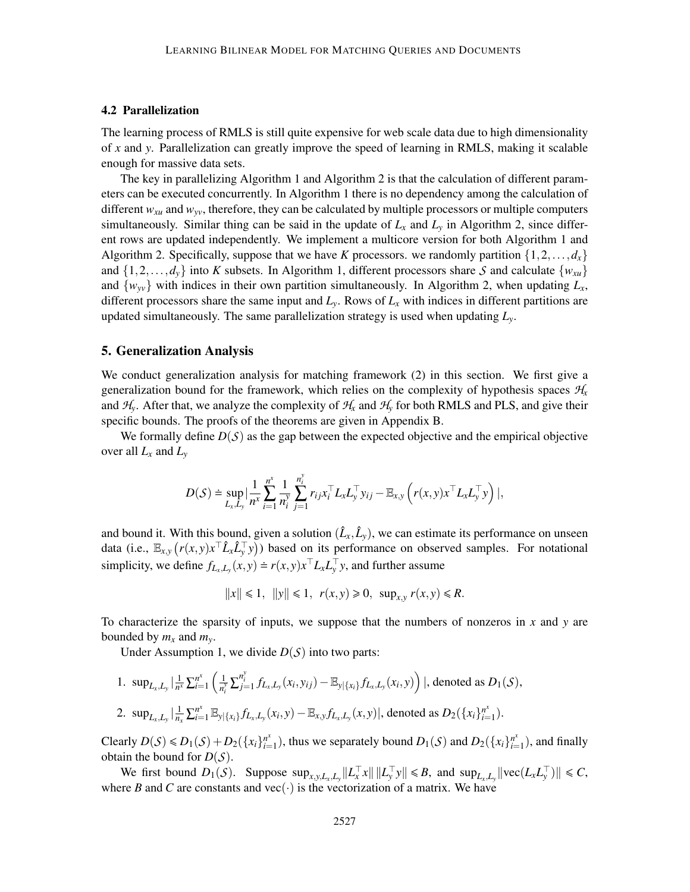### 4.2 Parallelization

The learning process of RMLS is still quite expensive for web scale data due to high dimensionality of $x$ and $y$. Parallelization can greatly improve the speed of learning in RMLS, making it scalable enough for massive data sets.

The key in parallelizing Algorithm 1 and Algorithm 2 is that the calculation of different parameters can be executed concurrently. In Algorithm 1 there is no dependency among the calculation of different $w_{xu}$ and $w_{yv}$, therefore, they can be calculated by multiple processors or multiple computers simultaneously. Similar thing can be said in the update of $L_x$ and $L_y$ in Algorithm 2, since different rows are updated independently. We implement a multicore version for both Algorithm 1 and Algorithm 2. Specifically, suppose that we have $K$ processors. we randomly partition $\{1,2,\ldots,d_x\}$ and $\{1,2,\ldots,d_y\}$ into $K$ subsets. In Algorithm 1, different processors share $\mathcal{S}$ and calculate $\{w_{xu}\}$ and $\{w_{yv}\}$ with indices in their own partition simultaneously. In Algorithm 2, when updating $L_x$, different processors share the same input and $L_y$. Rows of $L_x$ with indices in different partitions are updated simultaneously. The same parallelization strategy is used when updating $L_y$.

## 5. Generalization Analysis

We conduct generalization analysis for matching framework (2) in this section. We first give a generalization bound for the framework, which relies on the complexity of hypothesis spaces $\mathcal{H}_x$ and $\mathcal{H}_y$. After that, we analyze the complexity of $\mathcal{H}_x$ and $\mathcal{H}_y$ for both RMLS and PLS, and give their specific bounds. The proofs of the theorems are given in Appendix B.

We formally define $D(\mathcal{S})$ as the gap between the expected objective and the empirical objective over all $L_x$ and $L_y$

$$D(\mathcal{S}) \doteq \sup_{L_x,L_y} \Big| \frac{1}{n^x} \sum_{i=1}^{n^x} \frac{1}{n_i^y} \sum_{j=1}^{n_i^y} r_{ij} x_i^\top L_x L_y^\top y_{ij} - \mathbb{E}_{x,y}\left( r(x,y) x^\top L_x L_y^\top y \right) \Big|,$$

and bound it. With this bound, given a solution $(\hat{L}_x, \hat{L}_y)$, we can estimate its performance on unseen data (i.e., $\mathbb{E}_{x,y}\left(r(x,y)x^\top \hat{L}_x \hat{L}_y^\top y\right)$) based on its performance on observed samples. For notational simplicity, we define $f_{L_x,L_y}(x,y) \doteq r(x,y)x^\top L_x L_y^\top y$, and further assume

$$\|x\| \leqslant 1, \ \ \|y\| \leqslant 1, \ \ r(x,y) \geqslant 0, \ \ \sup_{x,y} r(x,y) \leqslant R.$$

To characterize the sparsity of inputs, we suppose that the numbers of nonzeros in $x$ and $y$ are bounded by $m_x$ and $m_y$.

Under Assumption 1, we divide $D(\mathcal{S})$ into two parts:

1. $\sup_{L_x,L_y} \big| \frac{1}{n^x} \sum_{i=1}^{n^x} \left( \frac{1}{n_i^y} \sum_{j=1}^{n_i^y} f_{L_x,L_y}(x_i, y_{ij}) - \mathbb{E}_{y|\{x_i\}} f_{L_x,L_y}(x_i, y) \right) \big|$, denoted as $D_1(\mathcal{S})$,
2. $\sup_{L_x,L_y} \big| \frac{1}{n_x} \sum_{i=1}^{n^x} \mathbb{E}_{y|\{x_i\}} f_{L_x,L_y}(x_i, y) - \mathbb{E}_{x,y} f_{L_x,L_y}(x,y) \big|$, denoted as $D_2(\{x_i\}_{i=1}^{n^x})$.

Clearly $D(\mathcal{S}) \leqslant D_1(\mathcal{S}) + D_2(\{x_i\}_{i=1}^{n^x})$, thus we separately bound $D_1(\mathcal{S})$ and $D_2(\{x_i\}_{i=1}^{n^x})$, and finally obtain the bound for $D(\mathcal{S})$.

We first bound $D_1(\mathcal{S})$. Suppose $\sup_{x,y,L_x,L_y} \|L_x^\top x\| \|L_y^\top y\| \leqslant B$, and $\sup_{L_x,L_y} \|\text{vec}(L_x L_y^\top)\| \leqslant C$, where $B$ and $C$ are constants and $\text{vec}(\cdot)$ is the vectorization of a matrix. We have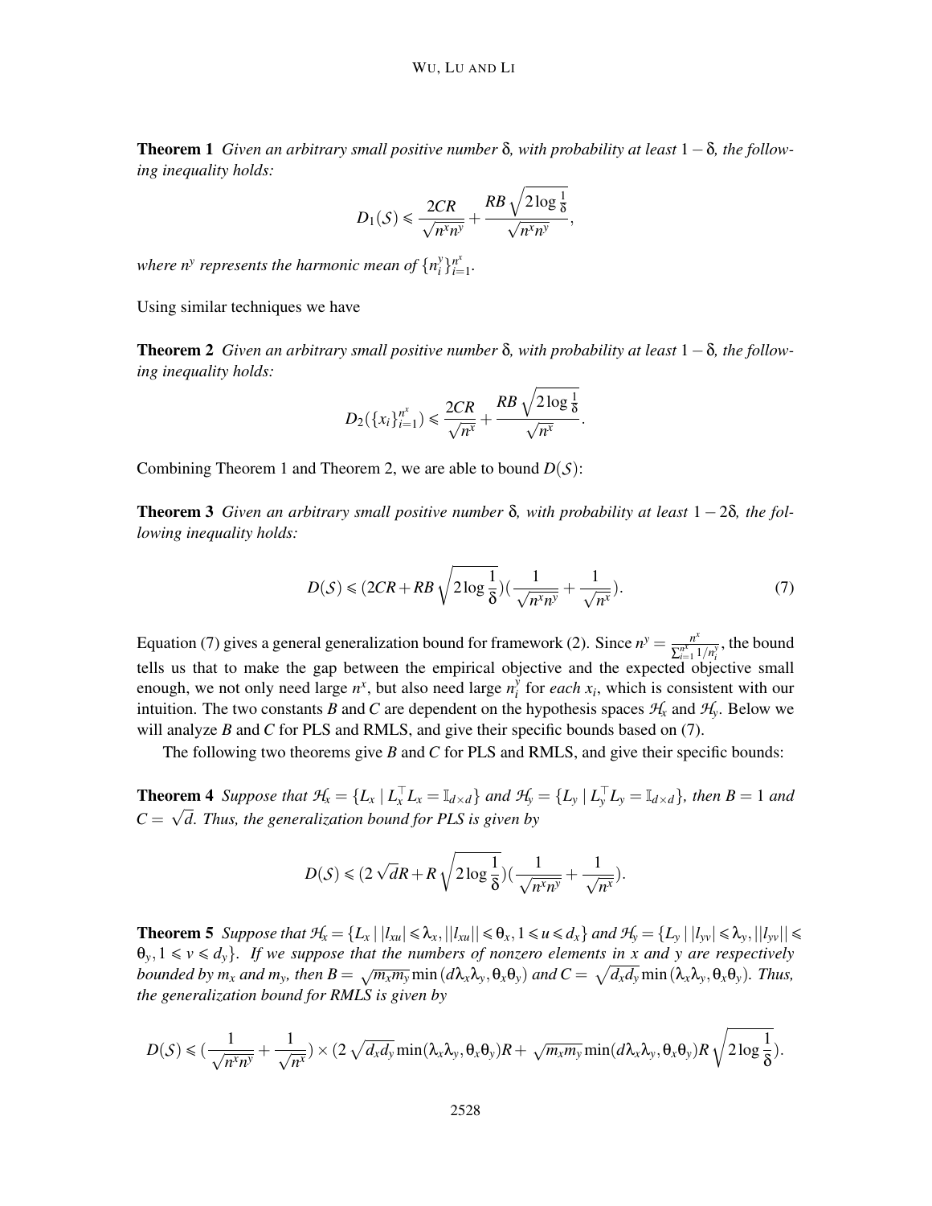**Theorem 1** *Given an arbitrary small positive number $\delta$, with probability at least $1-\delta$, the following inequality holds:*

$$D_1(\mathcal{S}) \leqslant \frac{2CR}{\sqrt{n^x n^y}} + \frac{RB\sqrt{2\log\frac{1}{\delta}}}{\sqrt{n^x n^y}},$$

*where $n^y$ represents the harmonic mean of $\{n_i^y\}_{i=1}^{n^x}$.*

Using similar techniques we have

**Theorem 2** *Given an arbitrary small positive number $\delta$, with probability at least $1-\delta$, the following inequality holds:*

$$D_2(\{x_i\}_{i=1}^{n^x}) \leqslant \frac{2CR}{\sqrt{n^x}} + \frac{RB\sqrt{2\log\frac{1}{\delta}}}{\sqrt{n^x}}.$$

Combining Theorem 1 and Theorem 2, we are able to bound $D(\mathcal{S})$:

**Theorem 3** *Given an arbitrary small positive number $\delta$, with probability at least $1-2\delta$, the following inequality holds:*

$$D(\mathcal{S}) \leqslant (2CR + RB\sqrt{2\log\frac{1}{\delta}})(\frac{1}{\sqrt{n^x n^y}} + \frac{1}{\sqrt{n^x}}). \tag{7}$$

Equation (7) gives a general generalization bound for framework (2). Since $n^y = \frac{n^x}{\sum_{i=1}^{n^x} 1/n_i^y}$, the bound tells us that to make the gap between the empirical objective and the expected objective small enough, we not only need large $n^x$, but also need large $n_i^y$ for *each* $x_i$, which is consistent with our intuition. The two constants $B$ and $C$ are dependent on the hypothesis spaces $\mathcal{H}_x$ and $\mathcal{H}_y$. Below we will analyze $B$ and $C$ for PLS and RMLS, and give their specific bounds based on (7).

The following two theorems give $B$ and $C$ for PLS and RMLS, and give their specific bounds:

**Theorem 4** *Suppose that $\mathcal{H}_x = \{L_x \mid L_x^\top L_x = \mathbb{I}_{d\times d}\}$ and $\mathcal{H}_y = \{L_y \mid L_y^\top L_y = \mathbb{I}_{d\times d}\}$, then $B=1$ and $C=\sqrt{d}$. Thus, the generalization bound for PLS is given by*

$$D(\mathcal{S}) \leqslant (2\sqrt{d}R + R\sqrt{2\log\frac{1}{\delta}})(\frac{1}{\sqrt{n^x n^y}} + \frac{1}{\sqrt{n^x}}).$$

**Theorem 5** *Suppose that $\mathcal{H}_x = \{L_x \mid |l_{xu}| \leqslant \lambda_x, ||l_{xu}|| \leqslant \theta_x, 1 \leqslant u \leqslant d_x\}$ and $\mathcal{H}_y = \{L_y \mid |l_{yv}| \leqslant \lambda_y, ||l_{yv}|| \leqslant \theta_y, 1 \leqslant v \leqslant d_y\}$. If we suppose that the numbers of nonzero elements in $x$ and $y$ are respectively bounded by $m_x$ and $m_y$, then $B = \sqrt{m_x m_y}\min(d\lambda_x\lambda_y, \theta_x\theta_y)$ and $C = \sqrt{d_x d_y}\min(\lambda_x\lambda_y, \theta_x\theta_y)$. Thus, the generalization bound for RMLS is given by*

$$D(\mathcal{S}) \leqslant (\frac{1}{\sqrt{n^x n^y}} + \frac{1}{\sqrt{n^x}}) \times (2\sqrt{d_x d_y}\min(\lambda_x\lambda_y, \theta_x\theta_y)R + \sqrt{m_x m_y}\min(d\lambda_x\lambda_y, \theta_x\theta_y)R\sqrt{2\log\frac{1}{\delta}}).$$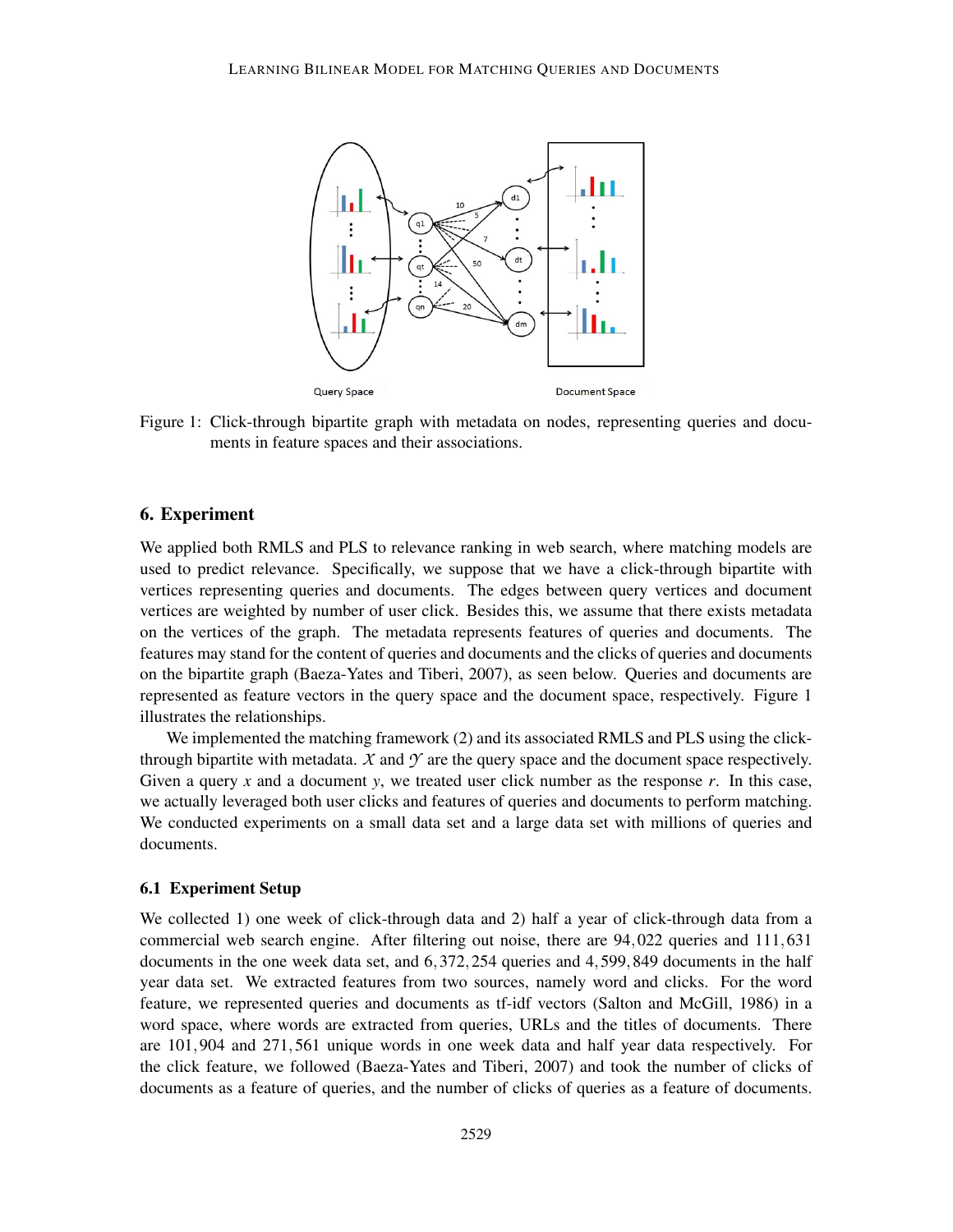Figure 1: Click-through bipartite graph with metadata on nodes, representing queries and documents in feature spaces and their associations.

## 6. Experiment

We applied both RMLS and PLS to relevance ranking in web search, where matching models are used to predict relevance. Specifically, we suppose that we have a click-through bipartite with vertices representing queries and documents. The edges between query vertices and document vertices are weighted by number of user click. Besides this, we assume that there exists metadata on the vertices of the graph. The metadata represents features of queries and documents. The features may stand for the content of queries and documents and the clicks of queries and documents on the bipartite graph (Baeza-Yates and Tiberi, 2007), as seen below. Queries and documents are represented as feature vectors in the query space and the document space, respectively. Figure 1 illustrates the relationships.

We implemented the matching framework (2) and its associated RMLS and PLS using the click-through bipartite with metadata. $\mathcal{X}$ and $\mathcal{Y}$ are the query space and the document space respectively. Given a query $x$ and a document $y$, we treated user click number as the response $r$. In this case, we actually leveraged both user clicks and features of queries and documents to perform matching. We conducted experiments on a small data set and a large data set with millions of queries and documents.

### 6.1 Experiment Setup

We collected 1) one week of click-through data and 2) half a year of click-through data from a commercial web search engine. After filtering out noise, there are 94,022 queries and 111,631 documents in the one week data set, and 6,372,254 queries and 4,599,849 documents in the half year data set. We extracted features from two sources, namely word and clicks. For the word feature, we represented queries and documents as tf-idf vectors (Salton and McGill, 1986) in a word space, where words are extracted from queries, URLs and the titles of documents. There are 101,904 and 271,561 unique words in one week data and half year data respectively. For the click feature, we followed (Baeza-Yates and Tiberi, 2007) and took the number of clicks of documents as a feature of queries, and the number of clicks of queries as a feature of documents.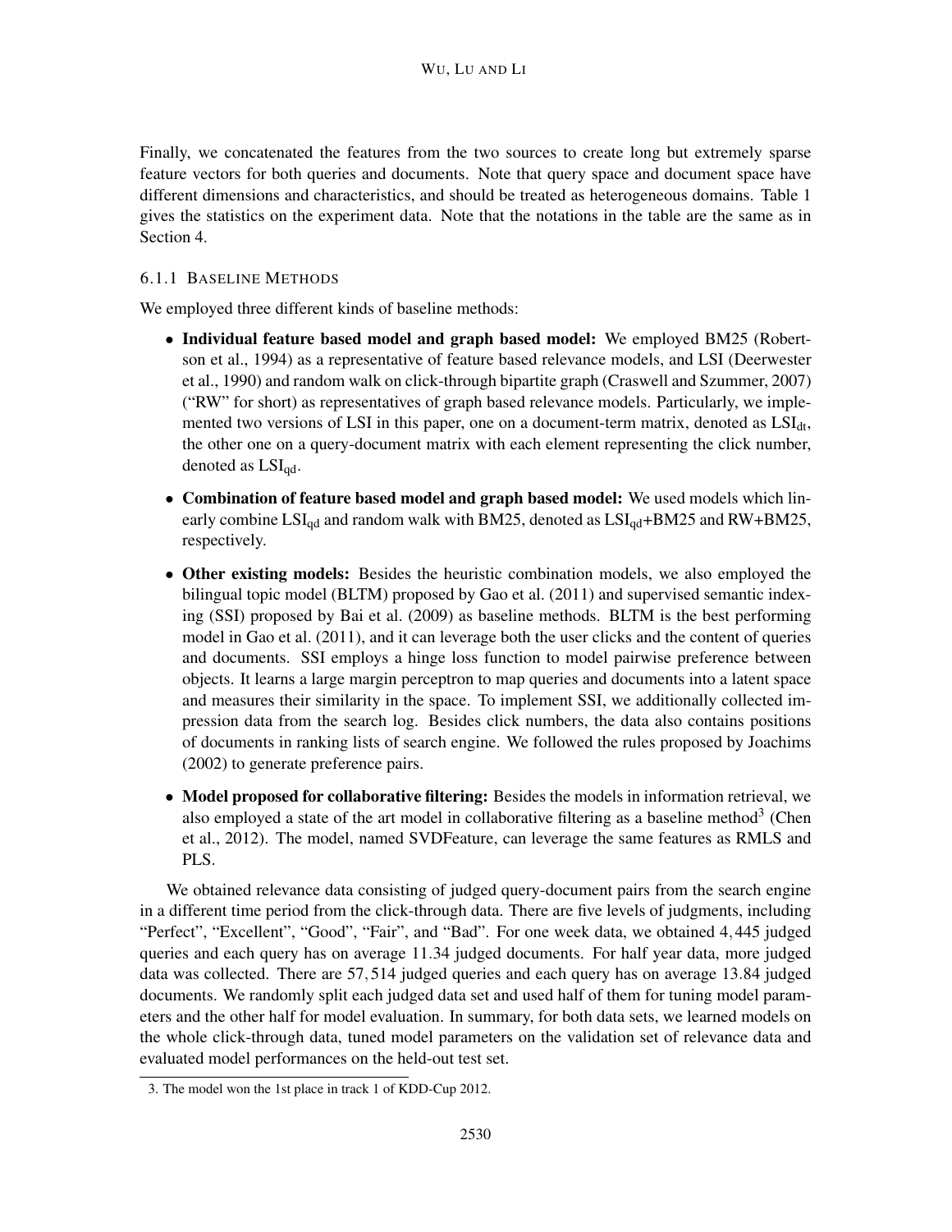Finally, we concatenated the features from the two sources to create long but extremely sparse feature vectors for both queries and documents. Note that query space and document space have different dimensions and characteristics, and should be treated as heterogeneous domains. Table 1 gives the statistics on the experiment data. Note that the notations in the table are the same as in Section 4.

#### 6.1.1 Baseline Methods

We employed three different kinds of baseline methods:

- **Individual feature based model and graph based model:** We employed BM25 (Robertson et al., 1994) as a representative of feature based relevance models, and LSI (Deerwester et al., 1990) and random walk on click-through bipartite graph (Craswell and Szummer, 2007) ("RW" for short) as representatives of graph based relevance models. Particularly, we implemented two versions of LSI in this paper, one on a document-term matrix, denoted as $\text{LSI}_{\text{dt}}$, the other one on a query-document matrix with each element representing the click number, denoted as $\text{LSI}_{\text{qd}}$.
- **Combination of feature based model and graph based model:** We used models which linearly combine $\text{LSI}_{\text{qd}}$ and random walk with BM25, denoted as $\text{LSI}_{\text{qd}}$+BM25 and RW+BM25, respectively.
- **Other existing models:** Besides the heuristic combination models, we also employed the bilingual topic model (BLTM) proposed by Gao et al. (2011) and supervised semantic indexing (SSI) proposed by Bai et al. (2009) as baseline methods. BLTM is the best performing model in Gao et al. (2011), and it can leverage both the user clicks and the content of queries and documents. SSI employs a hinge loss function to model pairwise preference between objects. It learns a large margin perceptron to map queries and documents into a latent space and measures their similarity in the space. To implement SSI, we additionally collected impression data from the search log. Besides click numbers, the data also contains positions of documents in ranking lists of search engine. We followed the rules proposed by Joachims (2002) to generate preference pairs.
- **Model proposed for collaborative filtering:** Besides the models in information retrieval, we also employed a state of the art model in collaborative filtering as a baseline method[3] (Chen et al., 2012). The model, named SVDFeature, can leverage the same features as RMLS and PLS.

We obtained relevance data consisting of judged query-document pairs from the search engine in a different time period from the click-through data. There are five levels of judgments, including "Perfect", "Excellent", "Good", "Fair", and "Bad". For one week data, we obtained 4,445 judged queries and each query has on average 11.34 judged documents. For half year data, more judged data was collected. There are 57,514 judged queries and each query has on average 13.84 judged documents. We randomly split each judged data set and used half of them for tuning model parameters and the other half for model evaluation. In summary, for both data sets, we learned models on the whole click-through data, tuned model parameters on the validation set of relevance data and evaluated model performances on the held-out test set.

3. The model won the 1st place in track 1 of KDD-Cup 2012.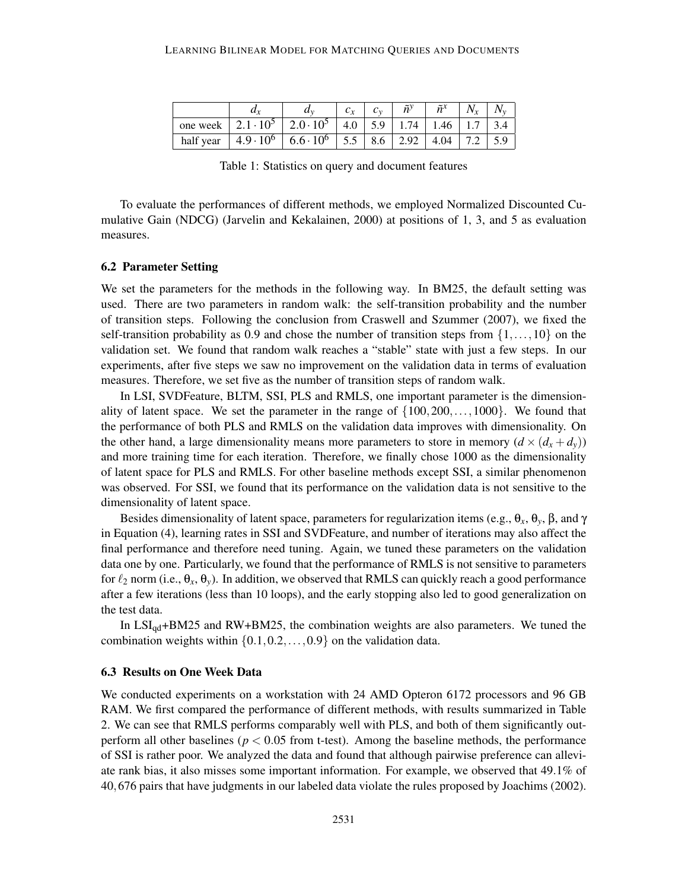|  | $d_x$ | $d_y$ | $c_x$ | $c_y$ | $\tilde{n}^y$ | $\tilde{n}^x$ | $N_x$ | $N_y$ |
|---|---|---|---|---|---|---|---|---|
| one week | $2.1 \cdot 10^5$ | $2.0 \cdot 10^5$ | 4.0 | 5.9 | 1.74 | 1.46 | 1.7 | 3.4 |
| half year | $4.9 \cdot 10^6$ | $6.6 \cdot 10^6$ | 5.5 | 8.6 | 2.92 | 4.04 | 7.2 | 5.9 |

Table 1: Statistics on query and document features

To evaluate the performances of different methods, we employed Normalized Discounted Cumulative Gain (NDCG) (Jarvelin and Kekalainen, 2000) at positions of 1, 3, and 5 as evaluation measures.

### 6.2 Parameter Setting

We set the parameters for the methods in the following way. In BM25, the default setting was used. There are two parameters in random walk: the self-transition probability and the number of transition steps. Following the conclusion from Craswell and Szummer (2007), we fixed the self-transition probability as 0.9 and chose the number of transition steps from $\{1,\dots,10\}$ on the validation set. We found that random walk reaches a "stable" state with just a few steps. In our experiments, after five steps we saw no improvement on the validation data in terms of evaluation measures. Therefore, we set five as the number of transition steps of random walk.

In LSI, SVDFeature, BLTM, SSI, PLS and RMLS, one important parameter is the dimensionality of latent space. We set the parameter in the range of $\{100,200,\dots,1000\}$. We found that the performance of both PLS and RMLS on the validation data improves with dimensionality. On the other hand, a large dimensionality means more parameters to store in memory ($d \times (d_x + d_y)$) and more training time for each iteration. Therefore, we finally chose 1000 as the dimensionality of latent space for PLS and RMLS. For other baseline methods except SSI, a similar phenomenon was observed. For SSI, we found that its performance on the validation data is not sensitive to the dimensionality of latent space.

Besides dimensionality of latent space, parameters for regularization items (e.g., $\theta_x$, $\theta_y$, $\beta$, and $\gamma$ in Equation (4), learning rates in SSI and SVDFeature, and number of iterations may also affect the final performance and therefore need tuning. Again, we tuned these parameters on the validation data one by one. Particularly, we found that the performance of RMLS is not sensitive to parameters for $\ell_2$ norm (i.e., $\theta_x$, $\theta_y$). In addition, we observed that RMLS can quickly reach a good performance after a few iterations (less than 10 loops), and the early stopping also led to good generalization on the test data.

In $\text{LSI}_{\text{qd}}$+BM25 and RW+BM25, the combination weights are also parameters. We tuned the combination weights within $\{0.1,0.2,\dots,0.9\}$ on the validation data.

### 6.3 Results on One Week Data

We conducted experiments on a workstation with 24 AMD Opteron 6172 processors and 96 GB RAM. We first compared the performance of different methods, with results summarized in Table 2. We can see that RMLS performs comparably well with PLS, and both of them significantly outperform all other baselines ($p < 0.05$ from t-test). Among the baseline methods, the performance of SSI is rather poor. We analyzed the data and found that although pairwise preference can alleviate rank bias, it also misses some important information. For example, we observed that 49.1% of 40,676 pairs that have judgments in our labeled data violate the rules proposed by Joachims (2002).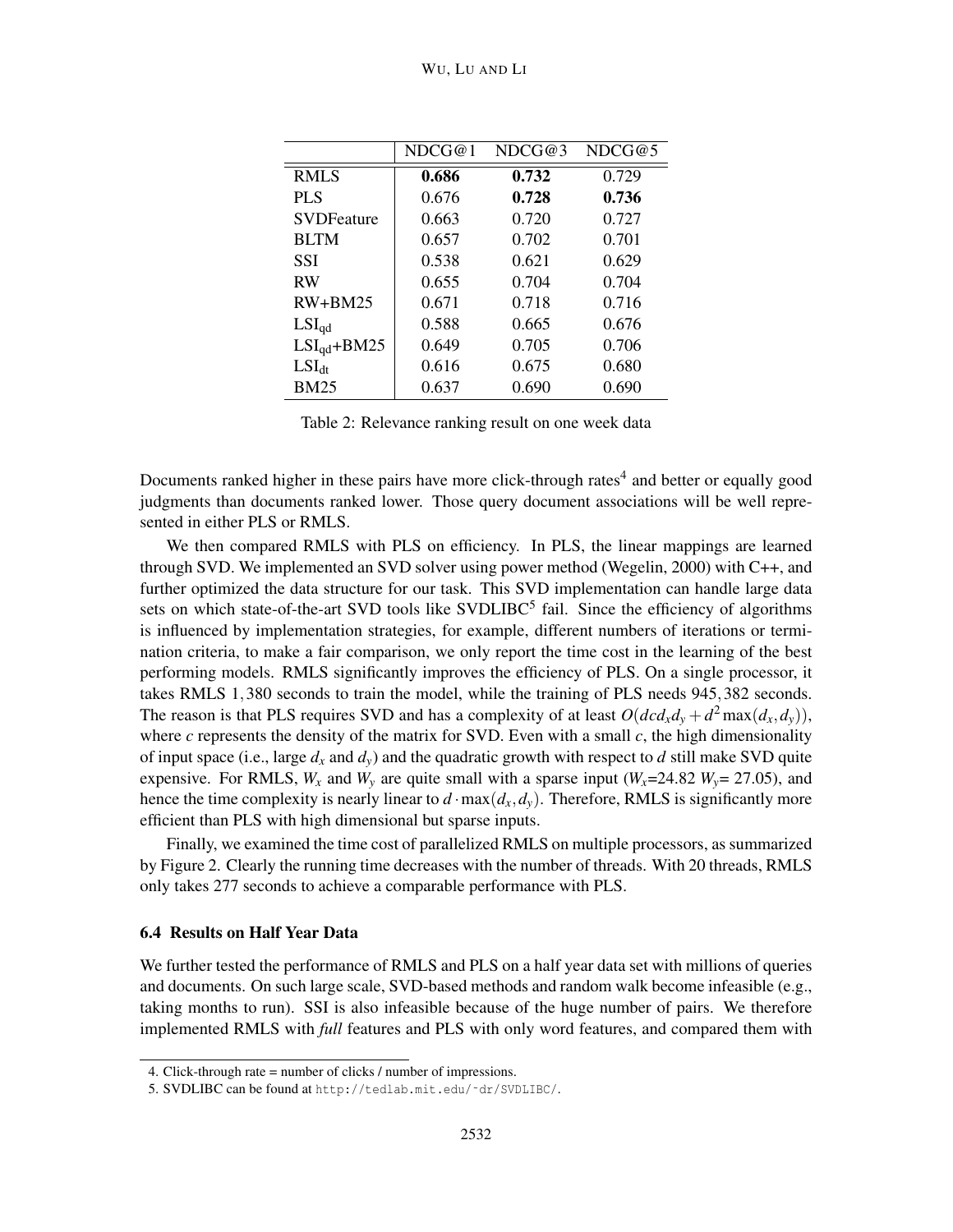|  | NDCG@1 | NDCG@3 | NDCG@5 |
|---|---|---|---|
| RMLS | **0.686** | **0.732** | 0.729 |
| PLS | 0.676 | **0.728** | **0.736** |
| SVDFeature | 0.663 | 0.720 | 0.727 |
| BLTM | 0.657 | 0.702 | 0.701 |
| SSI | 0.538 | 0.621 | 0.629 |
| RW | 0.655 | 0.704 | 0.704 |
| RW+BM25 | 0.671 | 0.718 | 0.716 |
| $\text{LSI}_{\text{qd}}$ | 0.588 | 0.665 | 0.676 |
| $\text{LSI}_{\text{qd}}$+BM25 | 0.649 | 0.705 | 0.706 |
| $\text{LSI}_{\text{dt}}$ | 0.616 | 0.675 | 0.680 |
| BM25 | 0.637 | 0.690 | 0.690 |

Table 2: Relevance ranking result on one week data

Documents ranked higher in these pairs have more click-through rates[4] and better or equally good judgments than documents ranked lower. Those query document associations will be well represented in either PLS or RMLS.

We then compared RMLS with PLS on efficiency. In PLS, the linear mappings are learned through SVD. We implemented an SVD solver using power method (Wegelin, 2000) with C++, and further optimized the data structure for our task. This SVD implementation can handle large data sets on which state-of-the-art SVD tools like SVDLIBC[5] fail. Since the efficiency of algorithms is influenced by implementation strategies, for example, different numbers of iterations or termination criteria, to make a fair comparison, we only report the time cost in the learning of the best performing models. RMLS significantly improves the efficiency of PLS. On a single processor, it takes RMLS 1,380 seconds to train the model, while the training of PLS needs 945,382 seconds. The reason is that PLS requires SVD and has a complexity of at least $O(dcd_xd_y + d^2\max(d_x, d_y))$, where $c$ represents the density of the matrix for SVD. Even with a small $c$, the high dimensionality of input space (i.e., large $d_x$ and $d_y$) and the quadratic growth with respect to $d$ still make SVD quite expensive. For RMLS, $W_x$ and $W_y$ are quite small with a sparse input ($W_x$=24.82 $W_y$= 27.05), and hence the time complexity is nearly linear to $d \cdot \max(d_x, d_y)$. Therefore, RMLS is significantly more efficient than PLS with high dimensional but sparse inputs.

Finally, we examined the time cost of parallelized RMLS on multiple processors, as summarized by Figure 2. Clearly the running time decreases with the number of threads. With 20 threads, RMLS only takes 277 seconds to achieve a comparable performance with PLS.

### 6.4 Results on Half Year Data

We further tested the performance of RMLS and PLS on a half year data set with millions of queries and documents. On such large scale, SVD-based methods and random walk become infeasible (e.g., taking months to run). SSI is also infeasible because of the huge number of pairs. We therefore implemented RMLS with *full* features and PLS with only word features, and compared them with

4. Click-through rate = number of clicks / number of impressions.

5. SVDLIBC can be found at http://tedlab.mit.edu/~dr/SVDLIBC/.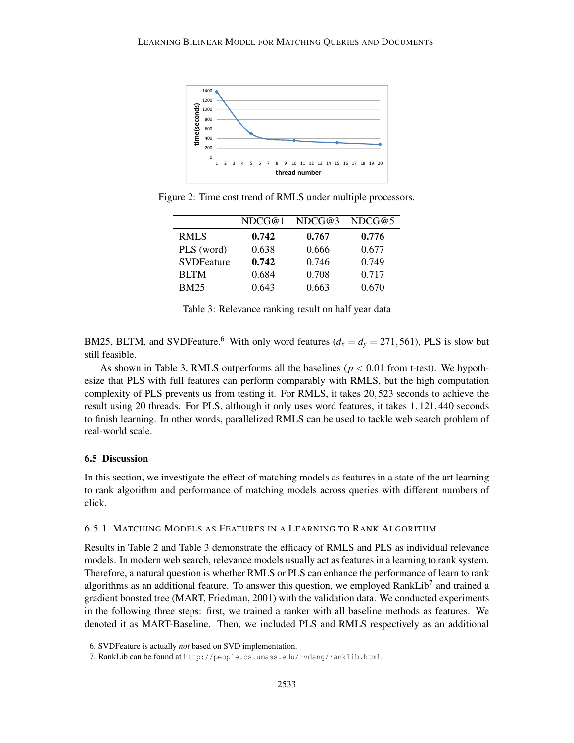Figure 2: Time cost trend of RMLS under multiple processors.

|  | NDCG@1 | NDCG@3 | NDCG@5 |
|---|---|---|---|
| RMLS | **0.742** | **0.767** | **0.776** |
| PLS (word) | 0.638 | 0.666 | 0.677 |
| SVDFeature | **0.742** | 0.746 | 0.749 |
| BLTM | 0.684 | 0.708 | 0.717 |
| BM25 | 0.643 | 0.663 | 0.670 |

Table 3: Relevance ranking result on half year data

BM25, BLTM, and SVDFeature.[6] With only word features ($d_x = d_y = 271,561$), PLS is slow but still feasible.

As shown in Table 3, RMLS outperforms all the baselines ($p < 0.01$ from t-test). We hypothesize that PLS with full features can perform comparably with RMLS, but the high computation complexity of PLS prevents us from testing it. For RMLS, it takes 20,523 seconds to achieve the result using 20 threads. For PLS, although it only uses word features, it takes 1,121,440 seconds to finish learning. In other words, parallelized RMLS can be used to tackle web search problem of real-world scale.

### 6.5 Discussion

In this section, we investigate the effect of matching models as features in a state of the art learning to rank algorithm and performance of matching models across queries with different numbers of click.

#### 6.5.1 Matching Models as Features in a Learning to Rank Algorithm

Results in Table 2 and Table 3 demonstrate the efficacy of RMLS and PLS as individual relevance models. In modern web search, relevance models usually act as features in a learning to rank system. Therefore, a natural question is whether RMLS or PLS can enhance the performance of learn to rank algorithms as an additional feature. To answer this question, we employed RankLib[7] and trained a gradient boosted tree (MART, Friedman, 2001) with the validation data. We conducted experiments in the following three steps: first, we trained a ranker with all baseline methods as features. We denoted it as MART-Baseline. Then, we included PLS and RMLS respectively as an additional

6. SVDFeature is actually *not* based on SVD implementation.
7. RankLib can be found at `http://people.cs.umass.edu/~vdang/ranklib.html`.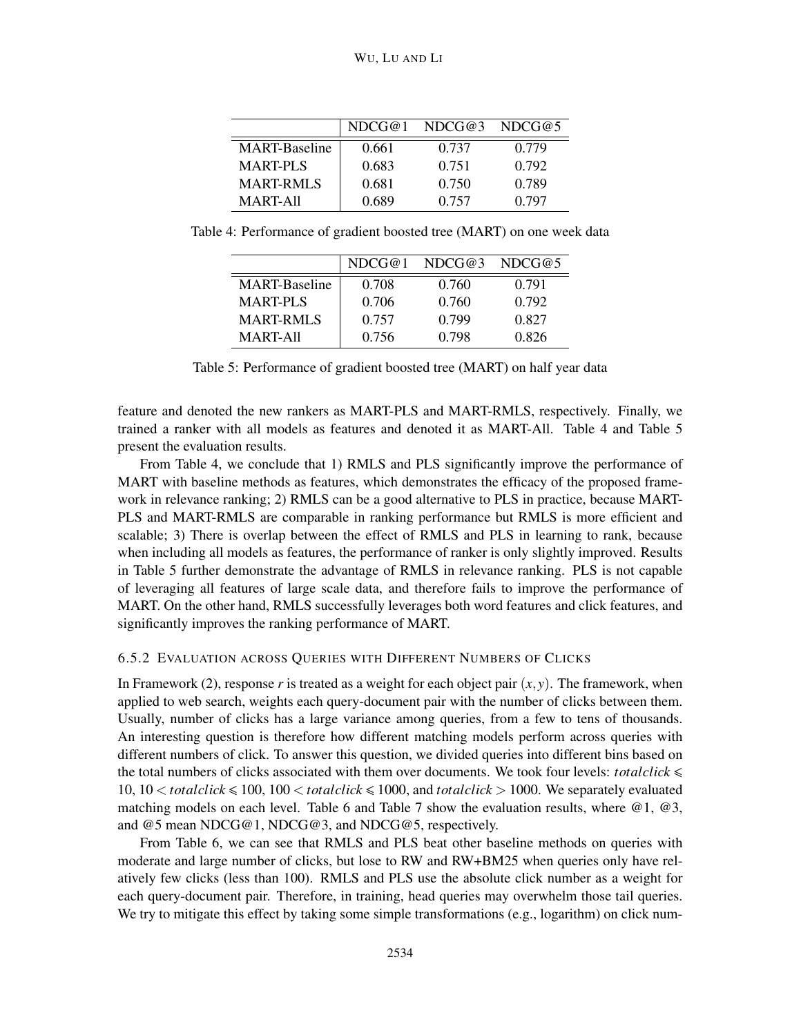| | NDCG@1 | NDCG@3 | NDCG@5 |
|---|---|---|---|
| MART-Baseline | 0.661 | 0.737 | 0.779 |
| MART-PLS | 0.683 | 0.751 | 0.792 |
| MART-RMLS | 0.681 | 0.750 | 0.789 |
| MART-All | 0.689 | 0.757 | 0.797 |

Table 4: Performance of gradient boosted tree (MART) on one week data

| | NDCG@1 | NDCG@3 | NDCG@5 |
|---|---|---|---|
| MART-Baseline | 0.708 | 0.760 | 0.791 |
| MART-PLS | 0.706 | 0.760 | 0.792 |
| MART-RMLS | 0.757 | 0.799 | 0.827 |
| MART-All | 0.756 | 0.798 | 0.826 |

Table 5: Performance of gradient boosted tree (MART) on half year data

feature and denoted the new rankers as MART-PLS and MART-RMLS, respectively. Finally, we trained a ranker with all models as features and denoted it as MART-All. Table 4 and Table 5 present the evaluation results.

From Table 4, we conclude that 1) RMLS and PLS significantly improve the performance of MART with baseline methods as features, which demonstrates the efficacy of the proposed framework in relevance ranking; 2) RMLS can be a good alternative to PLS in practice, because MART-PLS and MART-RMLS are comparable in ranking performance but RMLS is more efficient and scalable; 3) There is overlap between the effect of RMLS and PLS in learning to rank, because when including all models as features, the performance of ranker is only slightly improved. Results in Table 5 further demonstrate the advantage of RMLS in relevance ranking. PLS is not capable of leveraging all features of large scale data, and therefore fails to improve the performance of MART. On the other hand, RMLS successfully leverages both word features and click features, and significantly improves the ranking performance of MART.

### 6.5.2 Evaluation across Queries with Different Numbers of Clicks

In Framework (2), response $r$ is treated as a weight for each object pair $(x, y)$. The framework, when applied to web search, weights each query-document pair with the number of clicks between them. Usually, number of clicks has a large variance among queries, from a few to tens of thousands. An interesting question is therefore how different matching models perform across queries with different numbers of click. To answer this question, we divided queries into different bins based on the total numbers of clicks associated with them over documents. We took four levels: $totalclick \leqslant 10$, $10 < totalclick \leqslant 100$, $100 < totalclick \leqslant 1000$, and $totalclick > 1000$. We separately evaluated matching models on each level. Table 6 and Table 7 show the evaluation results, where @1, @3, and @5 mean NDCG@1, NDCG@3, and NDCG@5, respectively.

From Table 6, we can see that RMLS and PLS beat other baseline methods on queries with moderate and large number of clicks, but lose to RW and RW+BM25 when queries only have relatively few clicks (less than 100). RMLS and PLS use the absolute click number as a weight for each query-document pair. Therefore, in training, head queries may overwhelm those tail queries. We try to mitigate this effect by taking some simple transformations (e.g., logarithm) on click num-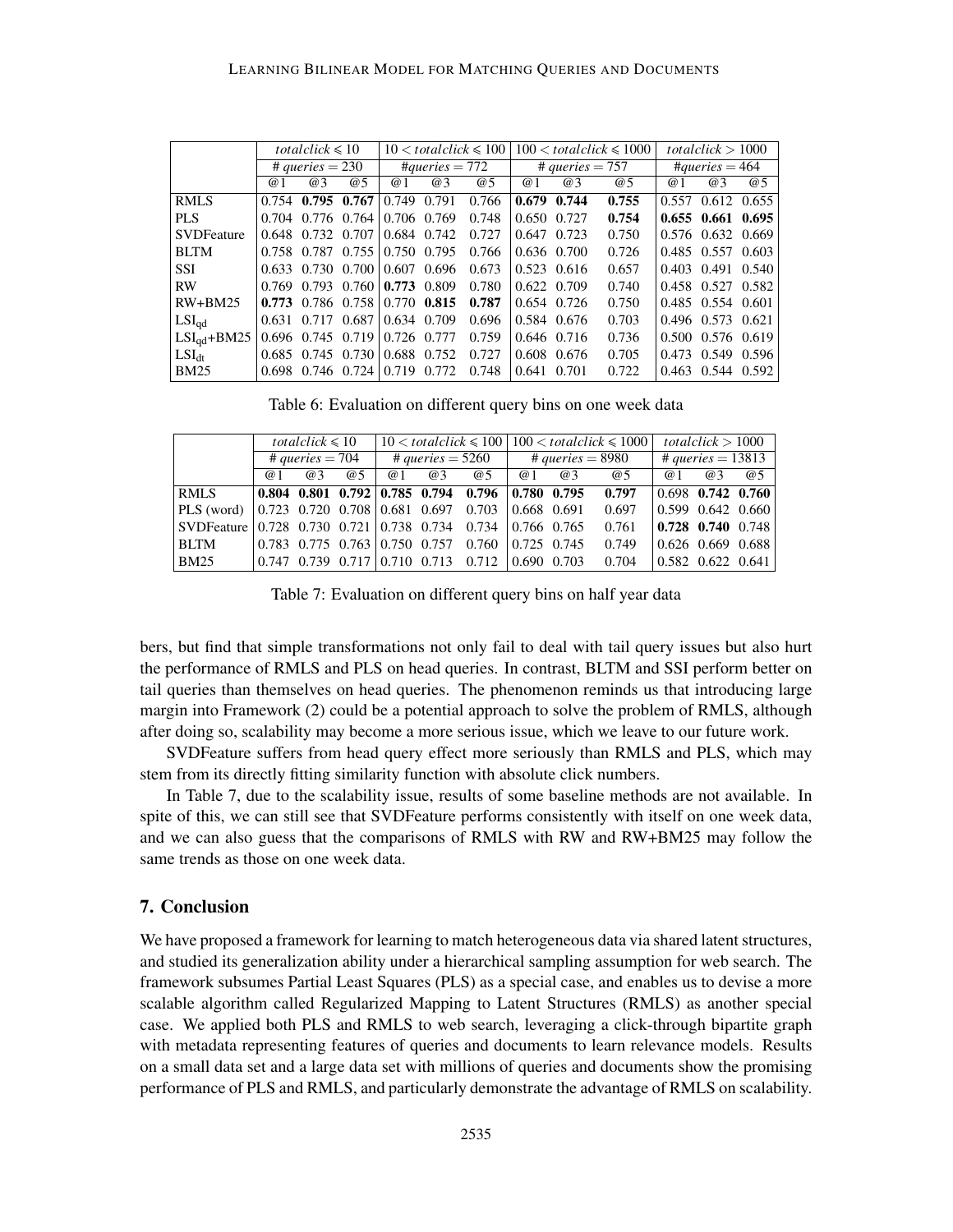| | *totalclick* ⩽ 10 | | | 10 < *totalclick* ⩽ 100 | | | 100 < *totalclick* ⩽ 1000 | | | *totalclick* > 1000 | | |
|---|---|---|---|---|---|---|---|---|---|---|---|---|
| | # *queries* = 230 | | | #*queries* = 772 | | | # *queries* = 757 | | | #*queries* = 464 | | |
| | @1 | @3 | @5 | @1 | @3 | @5 | @1 | @3 | @5 | @1 | @3 | @5 |
| RMLS | 0.754 | **0.795** | **0.767** | 0.749 | 0.791 | 0.766 | **0.679** | **0.744** | **0.755** | 0.557 | 0.612 | 0.655 |
| PLS | 0.704 | 0.776 | 0.764 | 0.706 | 0.769 | 0.748 | 0.650 | 0.727 | **0.754** | **0.655** | **0.661** | **0.695** |
| SVDFeature | 0.648 | 0.732 | 0.707 | 0.684 | 0.742 | 0.727 | 0.647 | 0.723 | 0.750 | 0.576 | 0.632 | 0.669 |
| BLTM | 0.758 | 0.787 | 0.755 | 0.750 | 0.795 | 0.766 | 0.636 | 0.700 | 0.726 | 0.485 | 0.557 | 0.603 |
| SSI | 0.633 | 0.730 | 0.700 | 0.607 | 0.696 | 0.673 | 0.523 | 0.616 | 0.657 | 0.403 | 0.491 | 0.540 |
| RW | 0.769 | 0.793 | 0.760 | **0.773** | 0.809 | 0.780 | 0.622 | 0.709 | 0.740 | 0.458 | 0.527 | 0.582 |
| RW+BM25 | **0.773** | 0.786 | 0.758 | 0.770 | **0.815** | **0.787** | 0.654 | 0.726 | 0.750 | 0.485 | 0.554 | 0.601 |
| $\text{LSI}_{\text{qd}}$ | 0.631 | 0.717 | 0.687 | 0.634 | 0.709 | 0.696 | 0.584 | 0.676 | 0.703 | 0.496 | 0.573 | 0.621 |
| $\text{LSI}_{\text{qd}}$+BM25 | 0.696 | 0.745 | 0.719 | 0.726 | 0.777 | 0.759 | 0.646 | 0.716 | 0.736 | 0.500 | 0.576 | 0.619 |
| $\text{LSI}_{\text{dt}}$ | 0.685 | 0.745 | 0.730 | 0.688 | 0.752 | 0.727 | 0.608 | 0.676 | 0.705 | 0.473 | 0.549 | 0.596 |
| BM25 | 0.698 | 0.746 | 0.724 | 0.719 | 0.772 | 0.748 | 0.641 | 0.701 | 0.722 | 0.463 | 0.544 | 0.592 |

Table 6: Evaluation on different query bins on one week data

| | *totalclick* ⩽ 10 | | | 10 < *totalclick* ⩽ 100 | | | 100 < *totalclick* ⩽ 1000 | | | *totalclick* > 1000 | | |
|---|---|---|---|---|---|---|---|---|---|---|---|---|
| | # *queries* = 704 | | | # *queries* = 5260 | | | # *queries* = 8980 | | | # *queries* = 13813 | | |
| | @1 | @3 | @5 | @1 | @3 | @5 | @1 | @3 | @5 | @1 | @3 | @5 |
| RMLS | **0.804** | **0.801** | **0.792** | **0.785** | **0.794** | **0.796** | **0.780** | **0.795** | **0.797** | 0.698 | **0.742** | **0.760** |
| PLS (word) | 0.723 | 0.720 | 0.708 | 0.681 | 0.697 | 0.703 | 0.668 | 0.691 | 0.697 | 0.599 | 0.642 | 0.660 |
| SVDFeature | 0.728 | 0.730 | 0.721 | 0.738 | 0.734 | 0.734 | 0.766 | 0.765 | 0.761 | **0.728** | **0.740** | 0.748 |
| BLTM | 0.783 | 0.775 | 0.763 | 0.750 | 0.757 | 0.760 | 0.725 | 0.745 | 0.749 | 0.626 | 0.669 | 0.688 |
| BM25 | 0.747 | 0.739 | 0.717 | 0.710 | 0.713 | 0.712 | 0.690 | 0.703 | 0.704 | 0.582 | 0.622 | 0.641 |

Table 7: Evaluation on different query bins on half year data

bers, but find that simple transformations not only fail to deal with tail query issues but also hurt the performance of RMLS and PLS on head queries. In contrast, BLTM and SSI perform better on tail queries than themselves on head queries. The phenomenon reminds us that introducing large margin into Framework (2) could be a potential approach to solve the problem of RMLS, although after doing so, scalability may become a more serious issue, which we leave to our future work.

SVDFeature suffers from head query effect more seriously than RMLS and PLS, which may stem from its directly fitting similarity function with absolute click numbers.

In Table 7, due to the scalability issue, results of some baseline methods are not available. In spite of this, we can still see that SVDFeature performs consistently with itself on one week data, and we can also guess that the comparisons of RMLS with RW and RW+BM25 may follow the same trends as those on one week data.

## 7. Conclusion

We have proposed a framework for learning to match heterogeneous data via shared latent structures, and studied its generalization ability under a hierarchical sampling assumption for web search. The framework subsumes Partial Least Squares (PLS) as a special case, and enables us to devise a more scalable algorithm called Regularized Mapping to Latent Structures (RMLS) as another special case. We applied both PLS and RMLS to web search, leveraging a click-through bipartite graph with metadata representing features of queries and documents to learn relevance models. Results on a small data set and a large data set with millions of queries and documents show the promising performance of PLS and RMLS, and particularly demonstrate the advantage of RMLS on scalability.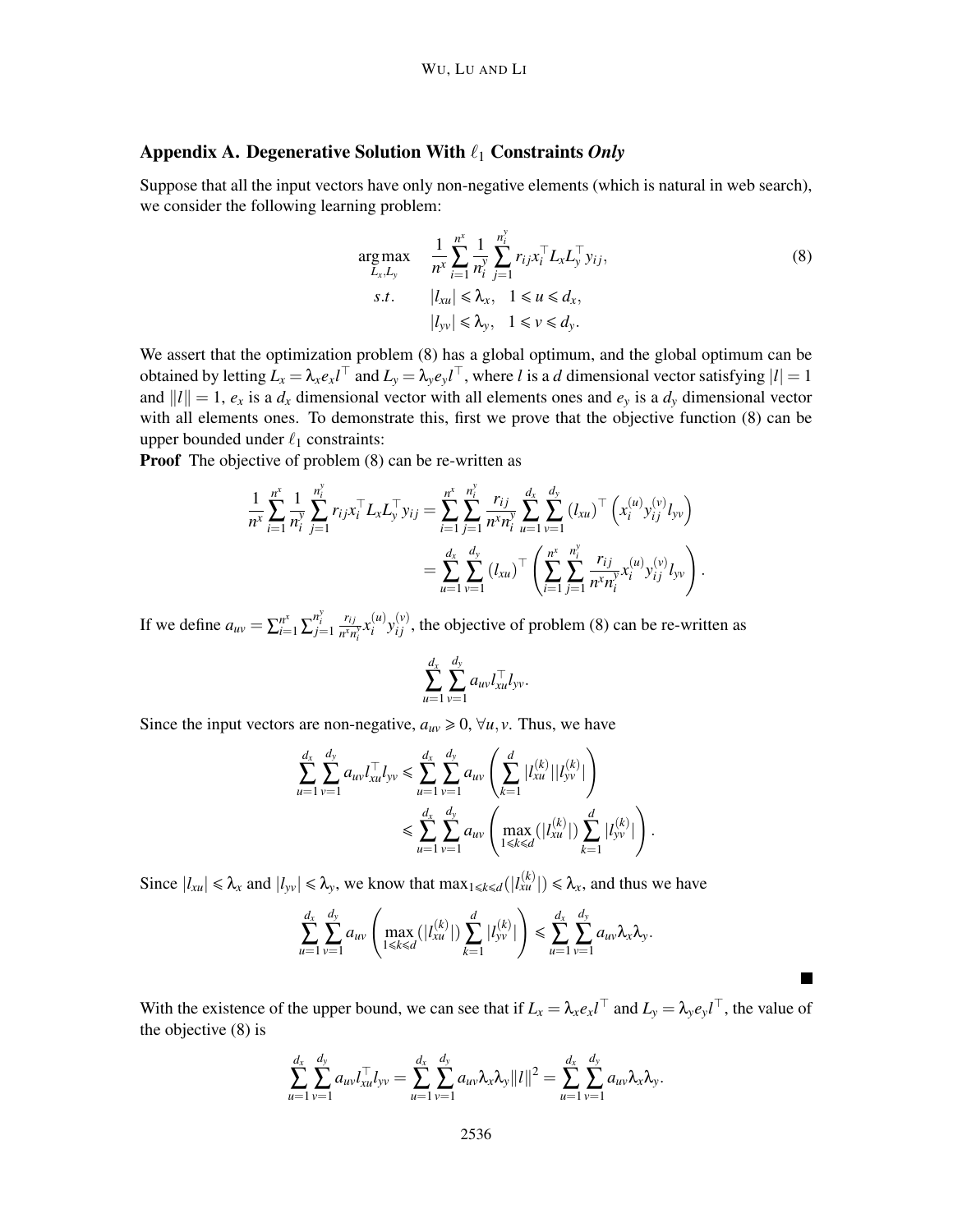## Appendix A. Degenerative Solution With $\ell_1$ Constraints *Only*

Suppose that all the input vectors have only non-negative elements (which is natural in web search), we consider the following learning problem:

$$
\begin{aligned}
\arg\max_{L_x, L_y} \quad & \frac{1}{n^x} \sum_{i=1}^{n^x} \frac{1}{n_i^y} \sum_{j=1}^{n_i^y} r_{ij} x_i^\top L_x L_y^\top y_{ij}, \\
s.t. \quad & |l_{xu}| \leqslant \lambda_x, \quad 1 \leqslant u \leqslant d_x, \\
& |l_{yv}| \leqslant \lambda_y, \quad 1 \leqslant v \leqslant d_y.
\end{aligned} \tag{8}
$$

We assert that the optimization problem (8) has a global optimum, and the global optimum can be obtained by letting $L_x = \lambda_x e_x l^\top$ and $L_y = \lambda_y e_y l^\top$, where $l$ is a $d$ dimensional vector satisfying $|l| = 1$ and $\|l\| = 1$, $e_x$ is a $d_x$ dimensional vector with all elements ones and $e_y$ is a $d_y$ dimensional vector with all elements ones. To demonstrate this, first we prove that the objective function (8) can be upper bounded under $\ell_1$ constraints:

**Proof** The objective of problem (8) can be re-written as

$$
\begin{aligned}
\frac{1}{n^x} \sum_{i=1}^{n^x} \frac{1}{n_i^y} \sum_{j=1}^{n_i^y} r_{ij} x_i^\top L_x L_y^\top y_{ij} &= \sum_{i=1}^{n^x} \sum_{j=1}^{n_i^y} \frac{r_{ij}}{n^x n_i^y} \sum_{u=1}^{d_x} \sum_{v=1}^{d_y} (l_{xu})^\top \left( x_i^{(u)} y_{ij}^{(v)} l_{yv} \right) \\
&= \sum_{u=1}^{d_x} \sum_{v=1}^{d_y} (l_{xu})^\top \left( \sum_{i=1}^{n^x} \sum_{j=1}^{n_i^y} \frac{r_{ij}}{n^x n_i^y} x_i^{(u)} y_{ij}^{(v)} l_{yv} \right).
\end{aligned}
$$

If we define $a_{uv} = \sum_{i=1}^{n^x} \sum_{j=1}^{n_i^y} \frac{r_{ij}}{n^x n_i^y} x_i^{(u)} y_{ij}^{(v)}$, the objective of problem (8) can be re-written as

$$
\sum_{u=1}^{d_x} \sum_{v=1}^{d_y} a_{uv} l_{xu}^\top l_{yv}.
$$

Since the input vectors are non-negative, $a_{uv} \geqslant 0, \forall u, v$. Thus, we have

$$
\begin{aligned}
\sum_{u=1}^{d_x} \sum_{v=1}^{d_y} a_{uv} l_{xu}^\top l_{yv} &\leqslant \sum_{u=1}^{d_x} \sum_{v=1}^{d_y} a_{uv} \left( \sum_{k=1}^{d} |l_{xu}^{(k)}| |l_{yv}^{(k)}| \right) \\
&\leqslant \sum_{u=1}^{d_x} \sum_{v=1}^{d_y} a_{uv} \left( \max_{1 \leqslant k \leqslant d} (|l_{xu}^{(k)}|) \sum_{k=1}^{d} |l_{yv}^{(k)}| \right).
\end{aligned}
$$

Since $|l_{xu}| \leqslant \lambda_x$ and $|l_{yv}| \leqslant \lambda_y$, we know that $\max_{1 \leqslant k \leqslant d}(|l_{xu}^{(k)}|) \leqslant \lambda_x$, and thus we have

$$
\sum_{u=1}^{d_x} \sum_{v=1}^{d_y} a_{uv} \left( \max_{1 \leqslant k \leqslant d} (|l_{xu}^{(k)}|) \sum_{k=1}^{d} |l_{yv}^{(k)}| \right) \leqslant \sum_{u=1}^{d_x} \sum_{v=1}^{d_y} a_{uv} \lambda_x \lambda_y.
$$

■

With the existence of the upper bound, we can see that if $L_x = \lambda_x e_x l^\top$ and $L_y = \lambda_y e_y l^\top$, the value of the objective (8) is

$$
\sum_{u=1}^{d_x} \sum_{v=1}^{d_y} a_{uv} l_{xu}^\top l_{yv} = \sum_{u=1}^{d_x} \sum_{v=1}^{d_y} a_{uv} \lambda_x \lambda_y \|l\|^2 = \sum_{u=1}^{d_x} \sum_{v=1}^{d_y} a_{uv} \lambda_x \lambda_y.
$$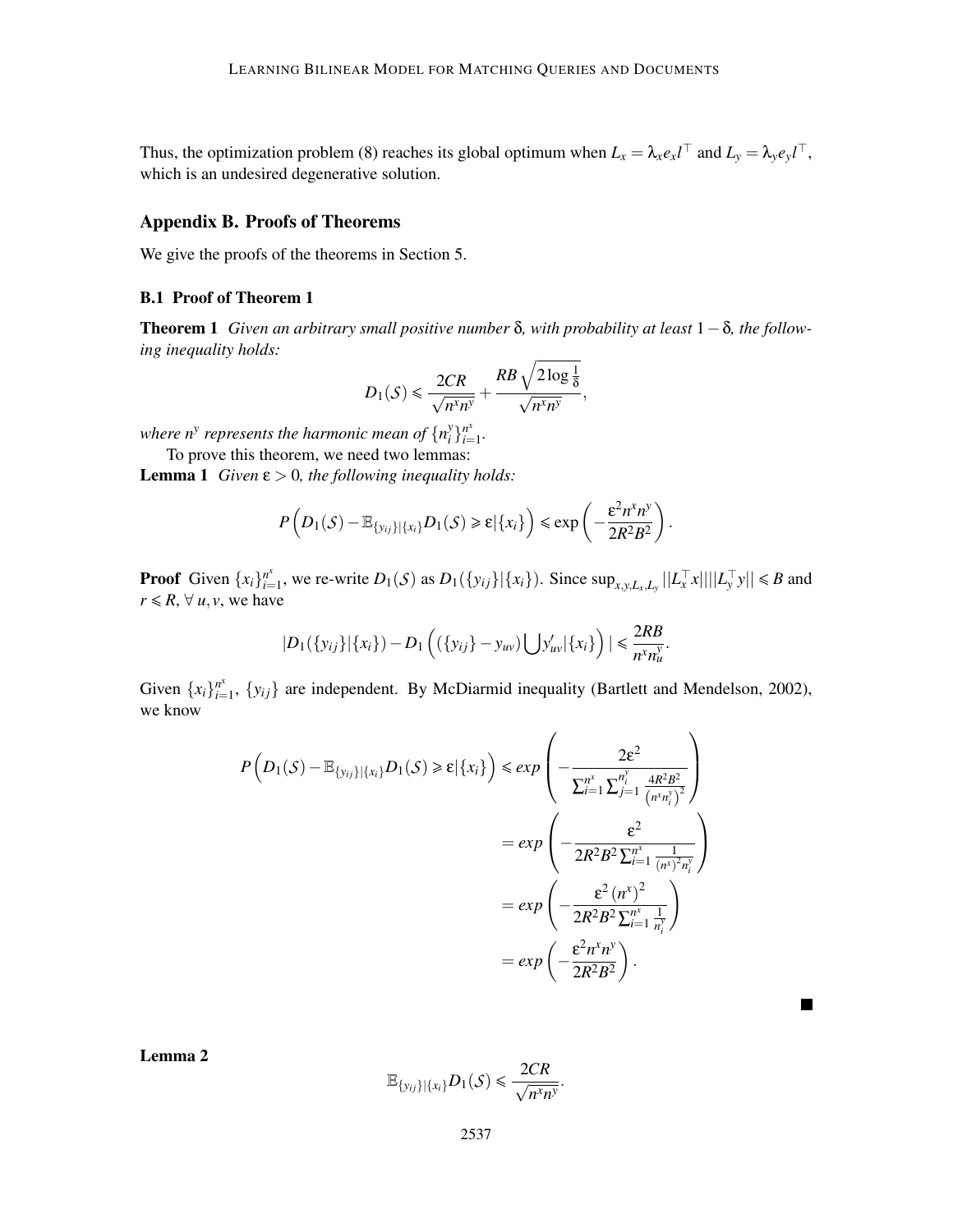Thus, the optimization problem (8) reaches its global optimum when $L_x = \lambda_x e_x l^\top$ and $L_y = \lambda_y e_y l^\top$, which is an undesired degenerative solution.

## Appendix B. Proofs of Theorems

We give the proofs of the theorems in Section 5.

### B.1 Proof of Theorem 1

**Theorem 1** *Given an arbitrary small positive number $\delta$, with probability at least $1-\delta$, the following inequality holds:*

$$D_1(\mathcal{S}) \leqslant \frac{2CR}{\sqrt{n^x n^y}} + \frac{RB\sqrt{2\log\frac{1}{\delta}}}{\sqrt{n^x n^y}},$$

*where $n^y$ represents the harmonic mean of $\{n_i^y\}_{i=1}^{n^x}$.*

To prove this theorem, we need two lemmas:

**Lemma 1** *Given $\varepsilon > 0$, the following inequality holds:*

$$P\left(D_1(\mathcal{S}) - \mathbb{E}_{\{y_{ij}\}|\{x_i\}} D_1(\mathcal{S}) \geqslant \varepsilon | \{x_i\}\right) \leqslant \exp\left(-\frac{\varepsilon^2 n^x n^y}{2R^2B^2}\right).$$

**Proof** Given $\{x_i\}_{i=1}^{n^x}$, we re-write $D_1(\mathcal{S})$ as $D_1(\{y_{ij}\}|\{x_i\})$. Since $\sup_{x,y,L_x,L_y} ||L_x^\top x||||L_y^\top y|| \leqslant B$ and $r \leqslant R$, $\forall\, u, v$, we have

$$|D_1(\{y_{ij}\}|\{x_i\}) - D_1\left((\{y_{ij}\} - y_{uv})\bigcup y'_{uv}|\{x_i\}\right)| \leqslant \frac{2RB}{n^x n_u^y}.$$

Given $\{x_i\}_{i=1}^{n^x}$, $\{y_{ij}\}$ are independent. By McDiarmid inequality (Bartlett and Mendelson, 2002), we know

$$\begin{aligned}
P\left(D_1(\mathcal{S}) - \mathbb{E}_{\{y_{ij}\}|\{x_i\}} D_1(\mathcal{S}) \geqslant \varepsilon | \{x_i\}\right) &\leqslant exp\left(-\frac{2\varepsilon^2}{\sum_{i=1}^{n^x}\sum_{j=1}^{n_i^y}\frac{4R^2B^2}{\left(n^x n_i^y\right)^2}}\right) \\
&= exp\left(-\frac{\varepsilon^2}{2R^2B^2\sum_{i=1}^{n^x}\frac{1}{(n^x)^2 n_i^y}}\right) \\
&= exp\left(-\frac{\varepsilon^2 \left(n^x\right)^2}{2R^2B^2\sum_{i=1}^{n^x}\frac{1}{n_i^y}}\right) \\
&= exp\left(-\frac{\varepsilon^2 n^x n^y}{2R^2B^2}\right).
\end{aligned}$$

■

**Lemma 2**

$$\mathbb{E}_{\{y_{ij}\}|\{x_i\}} D_1(\mathcal{S}) \leqslant \frac{2CR}{\sqrt{n^x n^y}}.$$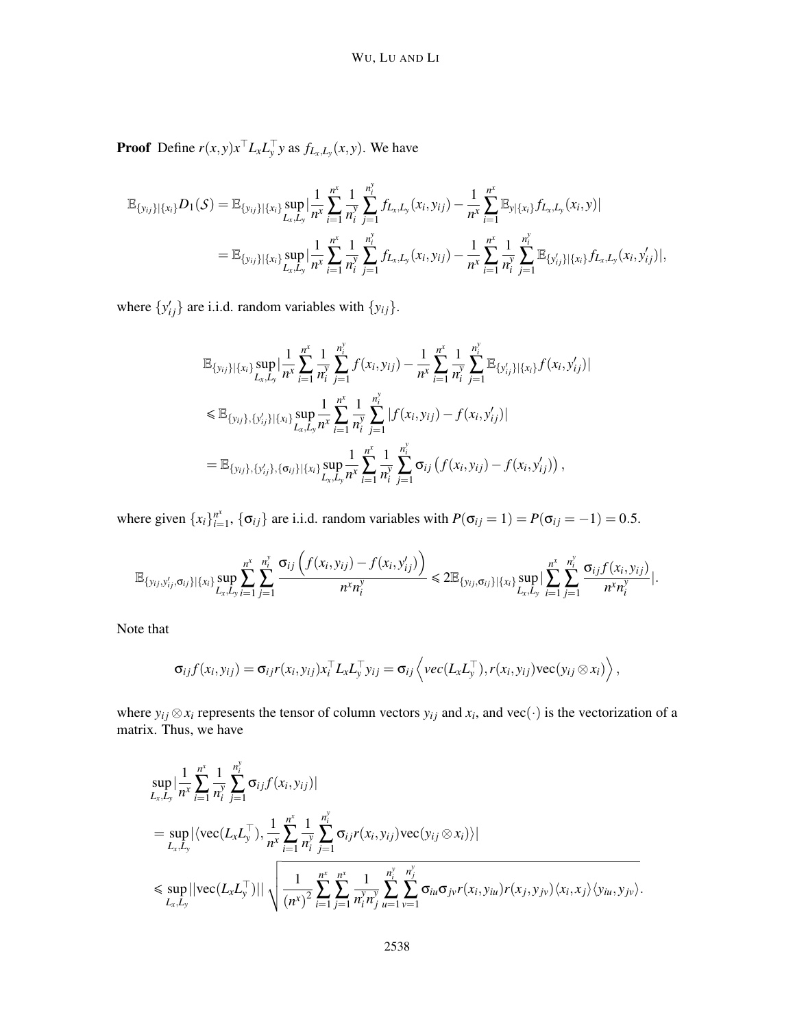**Proof** Define $r(x,y)x^\top L_x L_y^\top y$ as $f_{L_x,L_y}(x,y)$. We have

$$
\begin{aligned}
\mathbb{E}_{\{y_{ij}\}|\{x_i\}} D_1(\mathcal{S}) &= \mathbb{E}_{\{y_{ij}\}|\{x_i\}} \sup_{L_x,L_y} \Big| \frac{1}{n^x} \sum_{i=1}^{n^x} \frac{1}{n_i^y} \sum_{j=1}^{n_i^y} f_{L_x,L_y}(x_i,y_{ij}) - \frac{1}{n^x} \sum_{i=1}^{n^x} \mathbb{E}_{y|\{x_i\}} f_{L_x,L_y}(x_i,y) \Big| \\
&= \mathbb{E}_{\{y_{ij}\}|\{x_i\}} \sup_{L_x,L_y} \Big| \frac{1}{n^x} \sum_{i=1}^{n^x} \frac{1}{n_i^y} \sum_{j=1}^{n_i^y} f_{L_x,L_y}(x_i,y_{ij}) - \frac{1}{n^x} \sum_{i=1}^{n^x} \frac{1}{n_i^y} \sum_{j=1}^{n_i^y} \mathbb{E}_{\{y'_{ij}\}|\{x_i\}} f_{L_x,L_y}(x_i,y'_{ij}) \Big|,
\end{aligned}
$$

where $\{y'_{ij}\}$ are i.i.d. random variables with $\{y_{ij}\}$.

$$
\begin{aligned}
&\mathbb{E}_{\{y_{ij}\}|\{x_i\}} \sup_{L_x,L_y} \Big| \frac{1}{n^x} \sum_{i=1}^{n^x} \frac{1}{n_i^y} \sum_{j=1}^{n_i^y} f(x_i,y_{ij}) - \frac{1}{n^x} \sum_{i=1}^{n^x} \frac{1}{n_i^y} \sum_{j=1}^{n_i^y} \mathbb{E}_{\{y'_{ij}\}|\{x_i\}} f(x_i,y'_{ij}) \Big| \\
&\leqslant \mathbb{E}_{\{y_{ij}\},\{y'_{ij}\}|\{x_i\}} \sup_{L_x,L_y} \frac{1}{n^x} \sum_{i=1}^{n^x} \frac{1}{n_i^y} \sum_{j=1}^{n_i^y} |f(x_i,y_{ij}) - f(x_i,y'_{ij})| \\
&= \mathbb{E}_{\{y_{ij}\},\{y'_{ij}\},\{\sigma_{ij}\}|\{x_i\}} \sup_{L_x,L_y} \frac{1}{n^x} \sum_{i=1}^{n^x} \frac{1}{n_i^y} \sum_{j=1}^{n_i^y} \sigma_{ij} \left( f(x_i,y_{ij}) - f(x_i,y'_{ij}) \right),
\end{aligned}
$$

where given $\{x_i\}_{i=1}^{n^x}$, $\{\sigma_{ij}\}$ are i.i.d. random variables with $P(\sigma_{ij}=1) = P(\sigma_{ij}=-1) = 0.5$.

$$
\mathbb{E}_{\{y_{ij},y'_{ij},\sigma_{ij}\}|\{x_i\}} \sup_{L_x,L_y} \sum_{i=1}^{n^x} \sum_{j=1}^{n_i^y} \frac{\sigma_{ij}\left(f(x_i,y_{ij}) - f(x_i,y'_{ij})\right)}{n^x n_i^y} \leqslant 2\mathbb{E}_{\{y_{ij},\sigma_{ij}\}|\{x_i\}} \sup_{L_x,L_y} \Big| \sum_{i=1}^{n^x} \sum_{j=1}^{n_i^y} \frac{\sigma_{ij} f(x_i,y_{ij})}{n^x n_i^y} \Big|.
$$

Note that

$$
\sigma_{ij} f(x_i,y_{ij}) = \sigma_{ij} r(x_i,y_{ij}) x_i^\top L_x L_y^\top y_{ij} = \sigma_{ij} \left\langle vec(L_x L_y^\top), r(x_i,y_{ij}) \mathrm{vec}(y_{ij} \otimes x_i) \right\rangle,
$$

where $y_{ij} \otimes x_i$ represents the tensor of column vectors $y_{ij}$ and $x_i$, and $\mathrm{vec}(\cdot)$ is the vectorization of a matrix. Thus, we have

$$
\begin{aligned}
&\sup_{L_x,L_y} \Big| \frac{1}{n^x} \sum_{i=1}^{n^x} \frac{1}{n_i^y} \sum_{j=1}^{n_i^y} \sigma_{ij} f(x_i,y_{ij}) \Big| \\
&= \sup_{L_x,L_y} \Big| \langle \mathrm{vec}(L_x L_y^\top), \frac{1}{n^x} \sum_{i=1}^{n^x} \frac{1}{n_i^y} \sum_{j=1}^{n_i^y} \sigma_{ij} r(x_i,y_{ij}) \mathrm{vec}(y_{ij} \otimes x_i) \rangle \Big| \\
&\leqslant \sup_{L_x,L_y} ||\mathrm{vec}(L_x L_y^\top)|| \sqrt{\frac{1}{(n^x)^2} \sum_{i=1}^{n^x} \sum_{j=1}^{n^x} \frac{1}{n_i^y n_j^y} \sum_{u=1}^{n_i^y} \sum_{v=1}^{n_j^y} \sigma_{iu} \sigma_{jv} r(x_i,y_{iu}) r(x_j,y_{jv}) \langle x_i,x_j \rangle \langle y_{iu},y_{jv} \rangle }.
\end{aligned}
$$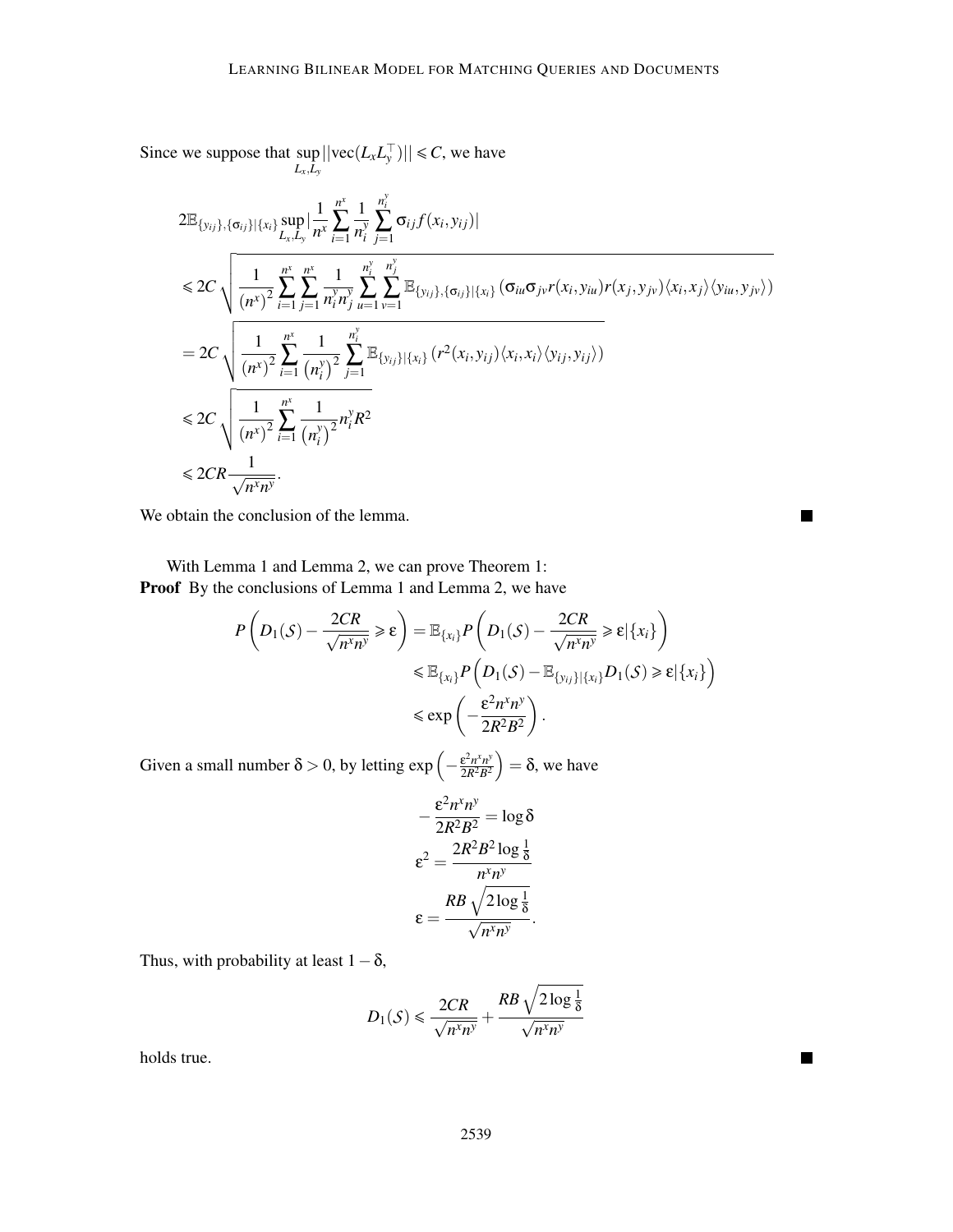Since we suppose that $\sup_{L_x, L_y} ||\text{vec}(L_x L_y^\top)|| \leqslant C$, we have

$$
\begin{aligned}
& 2\mathbb{E}_{\{y_{ij}\},\{\sigma_{ij}\}|\{x_i\}} \sup_{L_x, L_y} \left| \frac{1}{n^x} \sum_{i=1}^{n^x} \frac{1}{n_i^y} \sum_{j=1}^{n_i^y} \sigma_{ij} f(x_i, y_{ij}) \right| \\
& \leqslant 2C \sqrt{\frac{1}{(n^x)^2} \sum_{i=1}^{n^x} \sum_{j=1}^{n^x} \frac{1}{n_i^y n_j^y} \sum_{u=1}^{n_i^y} \sum_{v=1}^{n_j^y} \mathbb{E}_{\{y_{ij}\},\{\sigma_{ij}\}|\{x_i\}} \left( \sigma_{iu} \sigma_{jv} r(x_i, y_{iu}) r(x_j, y_{jv}) \langle x_i, x_j \rangle \langle y_{iu}, y_{jv} \rangle \right)} \\
& = 2C \sqrt{\frac{1}{(n^x)^2} \sum_{i=1}^{n^x} \frac{1}{\left(n_i^y\right)^2} \sum_{j=1}^{n_i^y} \mathbb{E}_{\{y_{ij}\}|\{x_i\}} \left( r^2(x_i, y_{ij}) \langle x_i, x_i \rangle \langle y_{ij}, y_{ij} \rangle \right)} \\
& \leqslant 2C \sqrt{\frac{1}{(n^x)^2} \sum_{i=1}^{n^x} \frac{1}{\left(n_i^y\right)^2} n_i^y R^2} \\
& \leqslant 2CR \frac{1}{\sqrt{n^x n^y}}.
\end{aligned}
$$

We obtain the conclusion of the lemma. ∎

With Lemma 1 and Lemma 2, we can prove Theorem 1:

**Proof** By the conclusions of Lemma 1 and Lemma 2, we have

$$
\begin{aligned}
P\left( D_1(\mathcal{S}) - \frac{2CR}{\sqrt{n^x n^y}} \geqslant \varepsilon \right) &= \mathbb{E}_{\{x_i\}} P\left( D_1(\mathcal{S}) - \frac{2CR}{\sqrt{n^x n^y}} \geqslant \varepsilon | \{x_i\} \right) \\
&\leqslant \mathbb{E}_{\{x_i\}} P\left( D_1(\mathcal{S}) - \mathbb{E}_{\{y_{ij}\}|\{x_i\}} D_1(\mathcal{S}) \geqslant \varepsilon | \{x_i\} \right) \\
&\leqslant \exp\left( -\frac{\varepsilon^2 n^x n^y}{2R^2 B^2} \right).
\end{aligned}
$$

Given a small number $\delta > 0$, by letting $\exp\left(-\frac{\varepsilon^2 n^x n^y}{2R^2B^2}\right) = \delta$, we have

$$
\begin{aligned}
-\frac{\varepsilon^2 n^x n^y}{2R^2 B^2} &= \log \delta \\
\varepsilon^2 &= \frac{2R^2 B^2 \log \frac{1}{\delta}}{n^x n^y} \\
\varepsilon &= \frac{RB\sqrt{2 \log \frac{1}{\delta}}}{\sqrt{n^x n^y}}.
\end{aligned}
$$

Thus, with probability at least $1 - \delta$,

$$
D_1(\mathcal{S}) \leqslant \frac{2CR}{\sqrt{n^x n^y}} + \frac{RB\sqrt{2 \log \frac{1}{\delta}}}{\sqrt{n^x n^y}}
$$

holds true. ∎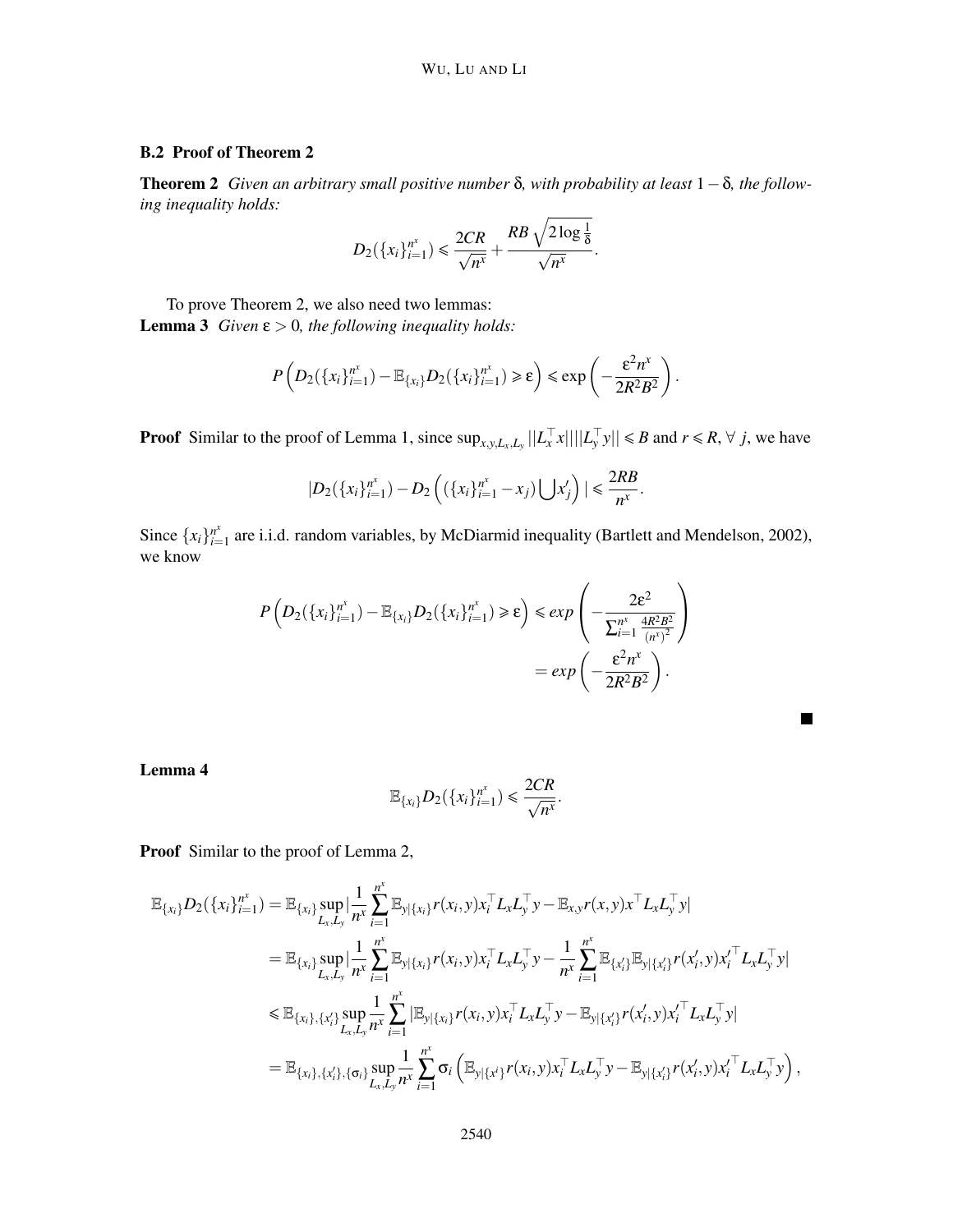### B.2 Proof of Theorem 2

**Theorem 2** *Given an arbitrary small positive number* $\delta$*, with probability at least* $1-\delta$*, the following inequality holds:*

$$
D_2(\{x_i\}_{i=1}^{n^x}) \leqslant \frac{2CR}{\sqrt{n^x}} + \frac{RB\sqrt{2\log\frac{1}{\delta}}}{\sqrt{n^x}}.
$$

To prove Theorem 2, we also need two lemmas:

**Lemma 3** *Given* $\varepsilon > 0$*, the following inequality holds:*

$$
P\left(D_2(\{x_i\}_{i=1}^{n^x}) - \mathbb{E}_{\{x_i\}} D_2(\{x_i\}_{i=1}^{n^x}) \geqslant \varepsilon\right) \leqslant \exp\left(-\frac{\varepsilon^2 n^x}{2R^2B^2}\right).
$$

**Proof** Similar to the proof of Lemma 1, since $\sup_{x,y,L_x,L_y} ||L_x^\top x|| ||L_y^\top y|| \leqslant B$ and $r \leqslant R$, $\forall\ j$, we have

$$
|D_2(\{x_i\}_{i=1}^{n^x}) - D_2\left((\{x_i\}_{i=1}^{n^x} - x_j)\bigcup x_j'\right)| \leqslant \frac{2RB}{n^x}.
$$

Since $\{x_i\}_{i=1}^{n^x}$ are i.i.d. random variables, by McDiarmid inequality (Bartlett and Mendelson, 2002), we know

$$
\begin{aligned}
P\left(D_2(\{x_i\}_{i=1}^{n^x}) - \mathbb{E}_{\{x_i\}} D_2(\{x_i\}_{i=1}^{n^x}) \geqslant \varepsilon\right) &\leqslant exp\left(-\frac{2\varepsilon^2}{\sum_{i=1}^{n^x} \frac{4R^2B^2}{(n^x)^2}}\right) \\
&= exp\left(-\frac{\varepsilon^2 n^x}{2R^2B^2}\right).
\end{aligned}
$$

■

**Lemma 4**

$$
\mathbb{E}_{\{x_i\}} D_2(\{x_i\}_{i=1}^{n^x}) \leqslant \frac{2CR}{\sqrt{n^x}}.
$$

**Proof** Similar to the proof of Lemma 2,

$$
\begin{aligned}
\mathbb{E}_{\{x_i\}} D_2(\{x_i\}_{i=1}^{n^x}) &= \mathbb{E}_{\{x_i\}} \sup_{L_x,L_y} |\frac{1}{n^x}\sum_{i=1}^{n^x} \mathbb{E}_{y|\{x_i\}} r(x_i,y) x_i^\top L_x L_y^\top y - \mathbb{E}_{x,y} r(x,y) x^\top L_x L_y^\top y| \\
&= \mathbb{E}_{\{x_i\}} \sup_{L_x,L_y} |\frac{1}{n^x}\sum_{i=1}^{n^x} \mathbb{E}_{y|\{x_i\}} r(x_i,y) x_i^\top L_x L_y^\top y - \frac{1}{n^x}\sum_{i=1}^{n^x} \mathbb{E}_{\{x_i'\}} \mathbb{E}_{y|\{x_i'\}} r(x_i',y) {x_i'}^\top L_x L_y^\top y| \\
&\leqslant \mathbb{E}_{\{x_i\},\{x_i'\}} \sup_{L_x,L_y} \frac{1}{n^x}\sum_{i=1}^{n^x} |\mathbb{E}_{y|\{x_i\}} r(x_i,y) x_i^\top L_x L_y^\top y - \mathbb{E}_{y|\{x_i'\}} r(x_i',y) {x_i'}^\top L_x L_y^\top y| \\
&= \mathbb{E}_{\{x_i\},\{x_i'\},\{\sigma_i\}} \sup_{L_x,L_y} \frac{1}{n^x}\sum_{i=1}^{n^x} \sigma_i \left(\mathbb{E}_{y|\{x^i\}} r(x_i,y) x_i^\top L_x L_y^\top y - \mathbb{E}_{y|\{x_i'\}} r(x_i',y) {x_i'}^\top L_x L_y^\top y\right),
\end{aligned}
$$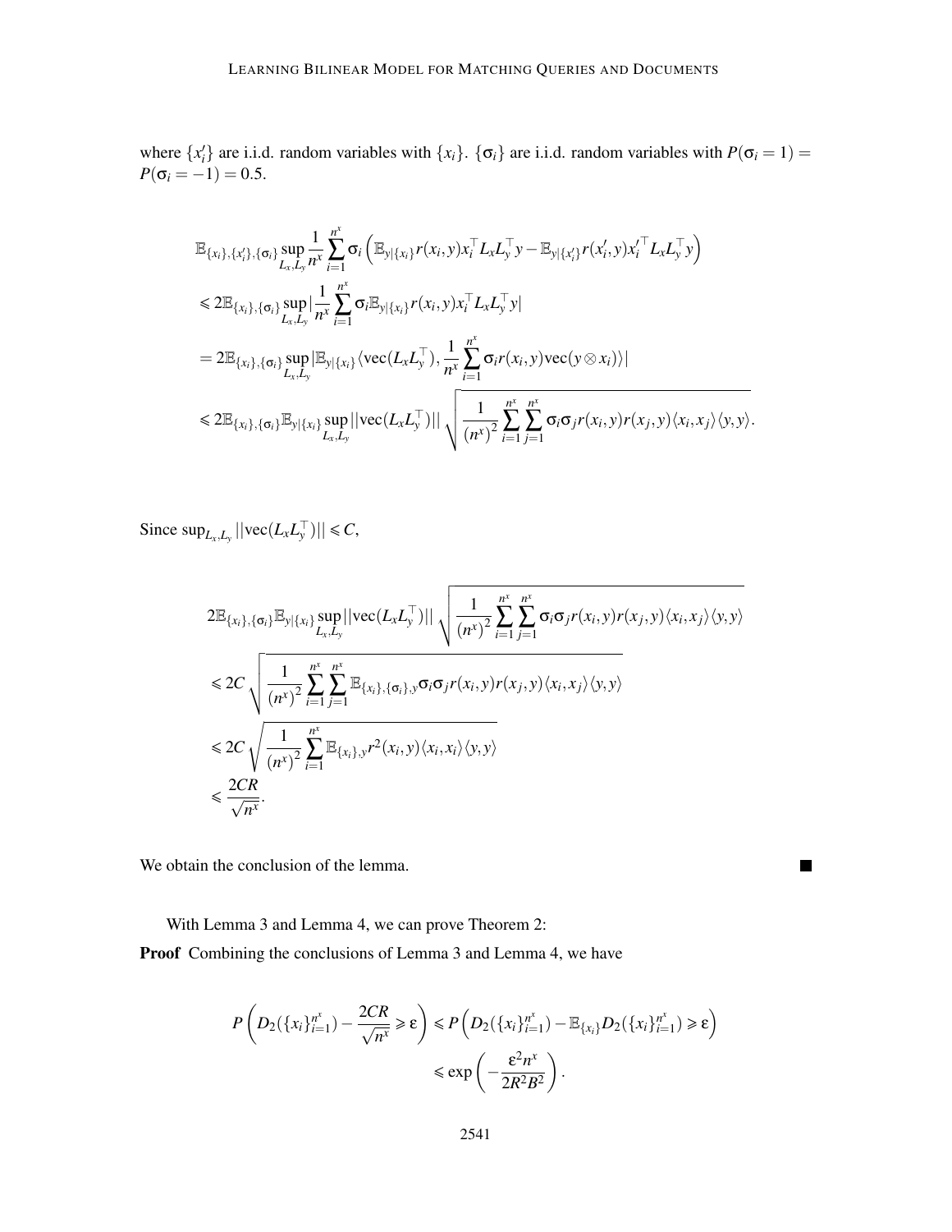where $\{x_i'\}$ are i.i.d. random variables with $\{x_i\}$. $\{\sigma_i\}$ are i.i.d. random variables with $P(\sigma_i = 1) = P(\sigma_i = -1) = 0.5$.

$$
\begin{aligned}
&\mathbb{E}_{\{x_i\},\{x_i'\},\{\sigma_i\}} \sup_{L_x, L_y} \frac{1}{n^x} \sum_{i=1}^{n^x} \sigma_i \left( \mathbb{E}_{y|\{x_i\}} r(x_i, y) x_i^\top L_x L_y^\top y - \mathbb{E}_{y|\{x_i'\}} r(x_i', y) x_i'^\top L_x L_y^\top y \right) \\
&\leqslant 2\mathbb{E}_{\{x_i\},\{\sigma_i\}} \sup_{L_x, L_y} \left| \frac{1}{n^x} \sum_{i=1}^{n^x} \sigma_i \mathbb{E}_{y|\{x_i\}} r(x_i, y) x_i^\top L_x L_y^\top y \right| \\
&= 2\mathbb{E}_{\{x_i\},\{\sigma_i\}} \sup_{L_x, L_y} \left| \mathbb{E}_{y|\{x_i\}} \langle \mathrm{vec}(L_x L_y^\top), \frac{1}{n^x} \sum_{i=1}^{n^x} \sigma_i r(x_i, y) \mathrm{vec}(y \otimes x_i) \rangle \right| \\
&\leqslant 2\mathbb{E}_{\{x_i\},\{\sigma_i\}} \mathbb{E}_{y|\{x_i\}} \sup_{L_x, L_y} ||\mathrm{vec}(L_x L_y^\top)|| \sqrt{\frac{1}{(n^x)^2} \sum_{i=1}^{n^x} \sum_{j=1}^{n^x} \sigma_i \sigma_j r(x_i, y) r(x_j, y) \langle x_i, x_j \rangle \langle y, y \rangle}.
\end{aligned}
$$

Since $\sup_{L_x, L_y} ||\mathrm{vec}(L_x L_y^\top)|| \leqslant C$,

$$
\begin{aligned}
&2\mathbb{E}_{\{x_i\},\{\sigma_i\}} \mathbb{E}_{y|\{x_i\}} \sup_{L_x, L_y} ||\mathrm{vec}(L_x L_y^\top)|| \sqrt{\frac{1}{(n^x)^2} \sum_{i=1}^{n^x} \sum_{j=1}^{n^x} \sigma_i \sigma_j r(x_i, y) r(x_j, y) \langle x_i, x_j \rangle \langle y, y \rangle} \\
&\leqslant 2C \sqrt{\frac{1}{(n^x)^2} \sum_{i=1}^{n^x} \sum_{j=1}^{n^x} \mathbb{E}_{\{x_i\},\{\sigma_i\},y} \sigma_i \sigma_j r(x_i, y) r(x_j, y) \langle x_i, x_j \rangle \langle y, y \rangle} \\
&\leqslant 2C \sqrt{\frac{1}{(n^x)^2} \sum_{i=1}^{n^x} \mathbb{E}_{\{x_i\},y} r^2(x_i, y) \langle x_i, x_i \rangle \langle y, y \rangle} \\
&\leqslant \frac{2CR}{\sqrt{n^x}}.
\end{aligned}
$$

We obtain the conclusion of the lemma. ∎

With Lemma 3 and Lemma 4, we can prove Theorem 2:

**Proof** Combining the conclusions of Lemma 3 and Lemma 4, we have

$$
\begin{aligned}
P\left( D_2(\{x_i\}_{i=1}^{n^x}) - \frac{2CR}{\sqrt{n^x}} \geqslant \varepsilon \right) &\leqslant P\left( D_2(\{x_i\}_{i=1}^{n^x}) - \mathbb{E}_{\{x_i\}} D_2(\{x_i\}_{i=1}^{n^x}) \geqslant \varepsilon \right) \\
&\leqslant \exp\left( -\frac{\varepsilon^2 n^x}{2R^2 B^2} \right).
\end{aligned}
$$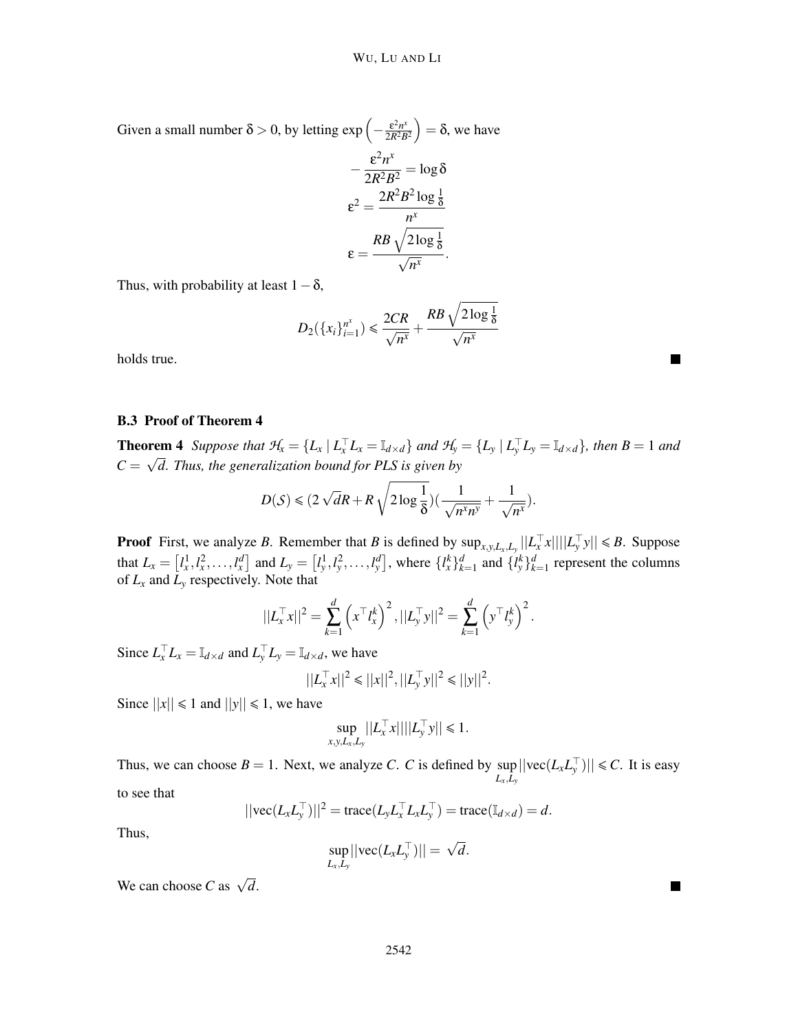Given a small number $\delta > 0$, by letting $\exp\left(-\frac{\varepsilon^2 n^x}{2R^2B^2}\right) = \delta$, we have

$$-\frac{\varepsilon^2 n^x}{2R^2B^2} = \log \delta$$

$$\varepsilon^2 = \frac{2R^2B^2 \log \frac{1}{\delta}}{n^x}$$

$$\varepsilon = \frac{RB\sqrt{2\log\frac{1}{\delta}}}{\sqrt{n^x}}.$$

Thus, with probability at least $1-\delta$,

$$D_2(\{x_i\}_{i=1}^{n^x}) \leqslant \frac{2CR}{\sqrt{n^x}} + \frac{RB\sqrt{2\log\frac{1}{\delta}}}{\sqrt{n^x}}$$

holds true. ■

### B.3 Proof of Theorem 4

**Theorem 4** *Suppose that $\mathcal{H}_x = \{L_x \mid L_x^\top L_x = \mathbb{I}_{d\times d}\}$ and $\mathcal{H}_y = \{L_y \mid L_y^\top L_y = \mathbb{I}_{d\times d}\}$, then $B = 1$ and $C = \sqrt{d}$. Thus, the generalization bound for PLS is given by*

$$D(\mathcal{S}) \leqslant (2\sqrt{d}R + R\sqrt{2\log\frac{1}{\delta}})(\frac{1}{\sqrt{n^x n^y}} + \frac{1}{\sqrt{n^x}}).$$

**Proof** First, we analyze $B$. Remember that $B$ is defined by $\sup_{x,y,L_x,L_y} ||L_x^\top x|| ||L_y^\top y|| \leqslant B$. Suppose that $L_x = \left[l_x^1, l_x^2, \ldots, l_x^d\right]$ and $L_y = \left[l_y^1, l_y^2, \ldots, l_y^d\right]$, where $\{l_x^k\}_{k=1}^d$ and $\{l_y^k\}_{k=1}^d$ represent the columns of $L_x$ and $L_y$ respectively. Note that

$$||L_x^\top x||^2 = \sum_{k=1}^d \left(x^\top l_x^k\right)^2, ||L_y^\top y||^2 = \sum_{k=1}^d \left(y^\top l_y^k\right)^2.$$

Since $L_x^\top L_x = \mathbb{I}_{d\times d}$ and $L_y^\top L_y = \mathbb{I}_{d\times d}$, we have

$$||L_x^\top x||^2 \leqslant ||x||^2, ||L_y^\top y||^2 \leqslant ||y||^2.$$

Since $||x|| \leqslant 1$ and $||y|| \leqslant 1$, we have

$$\sup_{x,y,L_x,L_y} ||L_x^\top x|| ||L_y^\top y|| \leqslant 1.$$

Thus, we can choose $B = 1$. Next, we analyze $C$. $C$ is defined by $\sup_{L_x,L_y} ||\text{vec}(L_x L_y^\top)|| \leqslant C$. It is easy to see that

$$||\text{vec}(L_x L_y^\top)||^2 = \text{trace}(L_y L_x^\top L_x L_y^\top) = \text{trace}(\mathbb{I}_{d\times d}) = d.$$

Thus,

$$\sup_{L_x,L_y} ||\text{vec}(L_x L_y^\top)|| = \sqrt{d}.$$

We can choose $C$ as $\sqrt{d}$. ■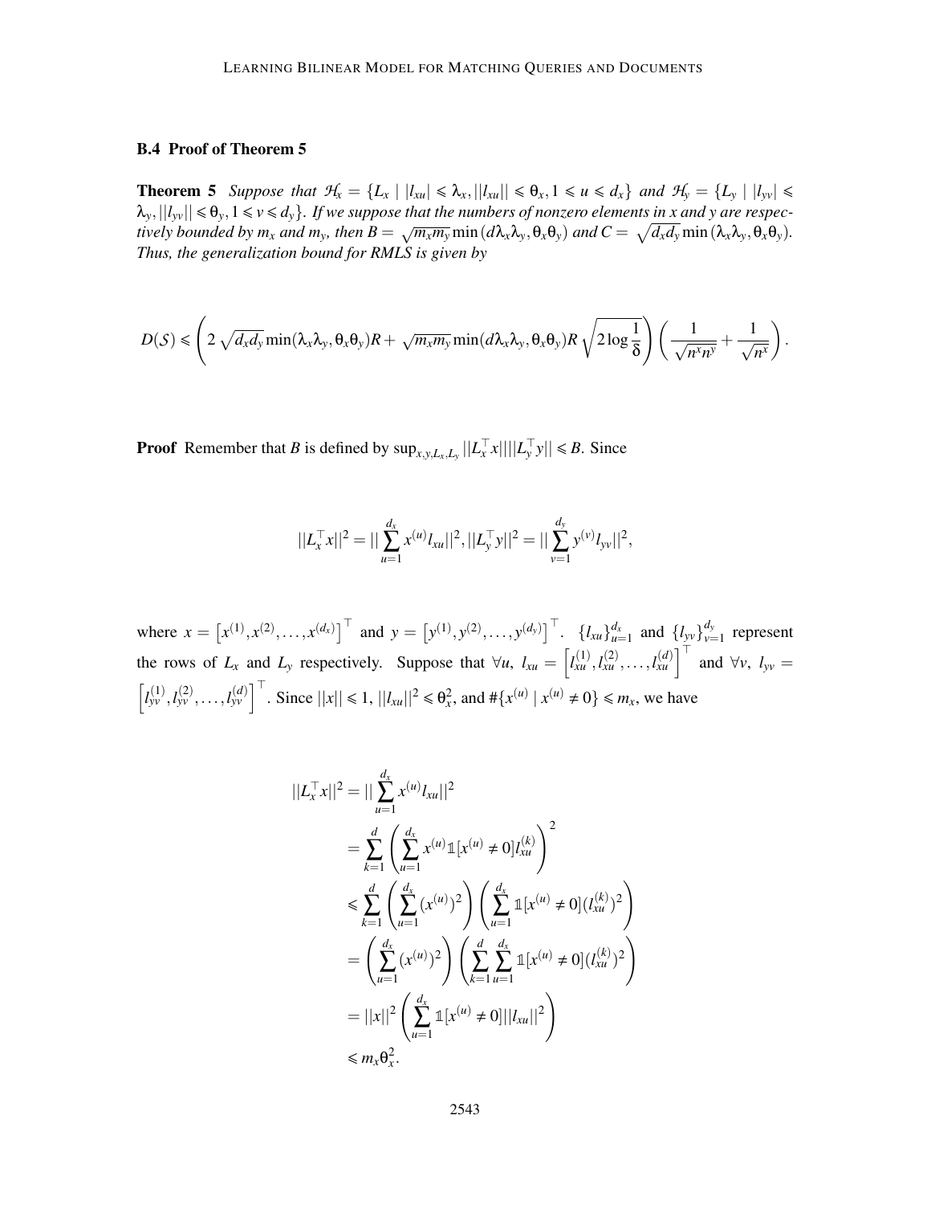### B.4 Proof of Theorem 5

**Theorem 5** *Suppose that $\mathcal{H}_x = \{L_x \mid |l_{xu}| \leqslant \lambda_x, ||l_{xu}|| \leqslant \theta_x, 1 \leqslant u \leqslant d_x\}$ and $\mathcal{H}_y = \{L_y \mid |l_{yv}| \leqslant \lambda_y, ||l_{yv}|| \leqslant \theta_y, 1 \leqslant v \leqslant d_y\}$. If we suppose that the numbers of nonzero elements in x and y are respectively bounded by $m_x$ and $m_y$, then $B = \sqrt{m_x m_y} \min(d\lambda_x\lambda_y, \theta_x\theta_y)$ and $C = \sqrt{d_x d_y} \min(\lambda_x\lambda_y, \theta_x\theta_y)$. Thus, the generalization bound for RMLS is given by*

$$D(\mathcal{S}) \leqslant \left( 2\sqrt{d_x d_y} \min(\lambda_x\lambda_y, \theta_x\theta_y) R + \sqrt{m_x m_y} \min(d\lambda_x\lambda_y, \theta_x\theta_y) R \sqrt{2\log\frac{1}{\delta}} \right) \left( \frac{1}{\sqrt{n^x n^y}} + \frac{1}{\sqrt{n^x}} \right).$$

**Proof** Remember that $B$ is defined by $\sup_{x,y,L_x,L_y} ||L_x^\top x|| ||L_y^\top y|| \leqslant B$. Since

$$||L_x^\top x||^2 = ||\sum_{u=1}^{d_x} x^{(u)} l_{xu}||^2, ||L_y^\top y||^2 = ||\sum_{v=1}^{d_y} y^{(v)} l_{yv}||^2,$$

where $x = \left[x^{(1)}, x^{(2)}, \ldots, x^{(d_x)}\right]^\top$ and $y = \left[y^{(1)}, y^{(2)}, \ldots, y^{(d_y)}\right]^\top$. $\{l_{xu}\}_{u=1}^{d_x}$ and $\{l_{yv}\}_{v=1}^{d_y}$ represent the rows of $L_x$ and $L_y$ respectively. Suppose that $\forall u$, $l_{xu} = \left[l_{xu}^{(1)}, l_{xu}^{(2)}, \ldots, l_{xu}^{(d)}\right]^\top$ and $\forall v$, $l_{yv} = \left[l_{yv}^{(1)}, l_{yv}^{(2)}, \ldots, l_{yv}^{(d)}\right]^\top$. Since $||x|| \leqslant 1$, $||l_{xu}||^2 \leqslant \theta_x^2$, and $\#\{x^{(u)} \mid x^{(u)} \neq 0\} \leqslant m_x$, we have

$$\begin{aligned}
||L_x^\top x||^2 &= ||\sum_{u=1}^{d_x} x^{(u)} l_{xu}||^2 \\
&= \sum_{k=1}^{d} \left( \sum_{u=1}^{d_x} x^{(u)} \mathbb{1}[x^{(u)} \neq 0] l_{xu}^{(k)} \right)^2 \\
&\leqslant \sum_{k=1}^{d} \left( \sum_{u=1}^{d_x} (x^{(u)})^2 \right) \left( \sum_{u=1}^{d_x} \mathbb{1}[x^{(u)} \neq 0] (l_{xu}^{(k)})^2 \right) \\
&= \left( \sum_{u=1}^{d_x} (x^{(u)})^2 \right) \left( \sum_{k=1}^{d} \sum_{u=1}^{d_x} \mathbb{1}[x^{(u)} \neq 0] (l_{xu}^{(k)})^2 \right) \\
&= ||x||^2 \left( \sum_{u=1}^{d_x} \mathbb{1}[x^{(u)} \neq 0] ||l_{xu}||^2 \right) \\
&\leqslant m_x \theta_x^2.
\end{aligned}$$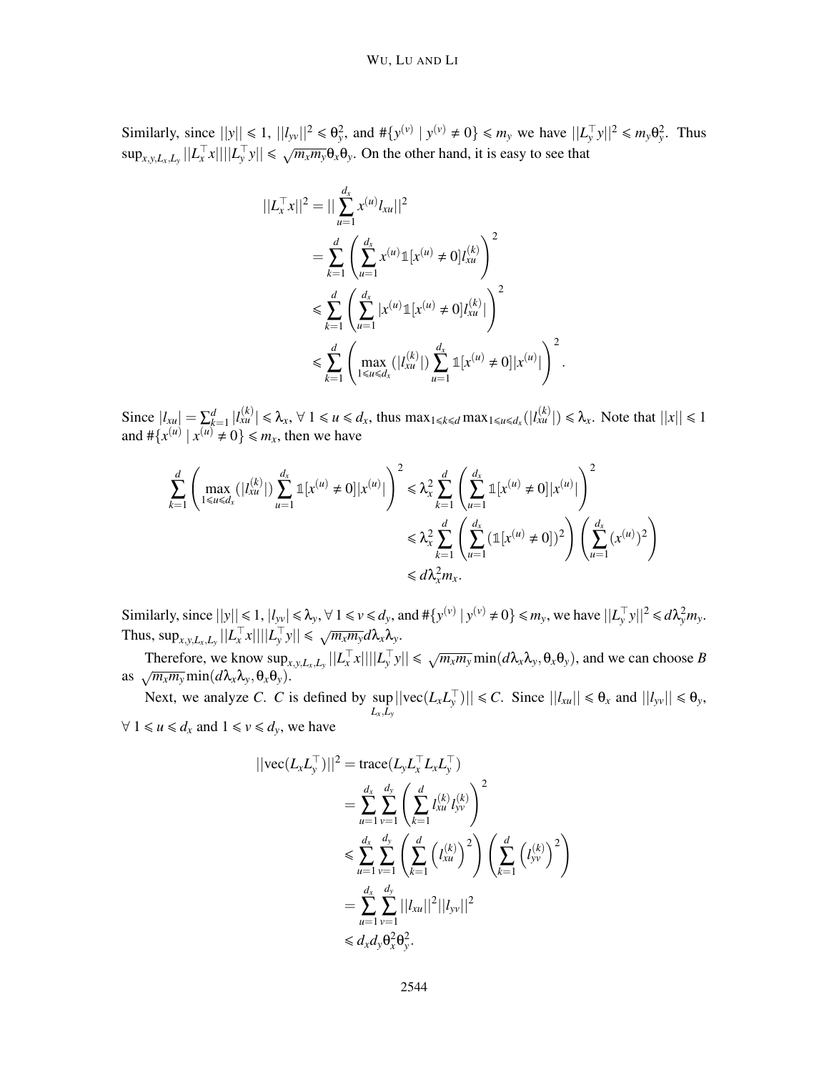Similarly, since $||y|| \leqslant 1$, $||l_{yv}||^2 \leqslant \theta_y^2$, and $\#\{y^{(v)} \mid y^{(v)} \neq 0\} \leqslant m_y$ we have $||L_y^\top y||^2 \leqslant m_y \theta_y^2$. Thus $\sup_{x,y,L_x,L_y} ||L_x^\top x|| ||L_y^\top y|| \leqslant \sqrt{m_x m_y} \theta_x \theta_y$. On the other hand, it is easy to see that

$$
\begin{aligned}
||L_x^\top x||^2 &= || \sum_{u=1}^{d_x} x^{(u)} l_{xu} ||^2 \\
&= \sum_{k=1}^{d} \left( \sum_{u=1}^{d_x} x^{(u)} \mathbb{1}[x^{(u)} \neq 0] l_{xu}^{(k)} \right)^2 \\
&\leqslant \sum_{k=1}^{d} \left( \sum_{u=1}^{d_x} |x^{(u)} \mathbb{1}[x^{(u)} \neq 0] l_{xu}^{(k)}| \right)^2 \\
&\leqslant \sum_{k=1}^{d} \left( \max_{1 \leqslant u \leqslant d_x} (|l_{xu}^{(k)}|) \sum_{u=1}^{d_x} \mathbb{1}[x^{(u)} \neq 0] |x^{(u)}| \right)^2 .
\end{aligned}
$$

Since $|l_{xu}| = \sum_{k=1}^{d} |l_{xu}^{(k)}| \leqslant \lambda_x$, $\forall\, 1 \leqslant u \leqslant d_x$, thus $\max_{1 \leqslant k \leqslant d} \max_{1 \leqslant u \leqslant d_x} (|l_{xu}^{(k)}|) \leqslant \lambda_x$. Note that $||x|| \leqslant 1$ and $\#\{x^{(u)} \mid x^{(u)} \neq 0\} \leqslant m_x$, then we have

$$
\begin{aligned}
\sum_{k=1}^{d} \left( \max_{1 \leqslant u \leqslant d_x} (|l_{xu}^{(k)}|) \sum_{u=1}^{d_x} \mathbb{1}[x^{(u)} \neq 0] |x^{(u)}| \right)^2 &\leqslant \lambda_x^2 \sum_{k=1}^{d} \left( \sum_{u=1}^{d_x} \mathbb{1}[x^{(u)} \neq 0] |x^{(u)}| \right)^2 \\
&\leqslant \lambda_x^2 \sum_{k=1}^{d} \left( \sum_{u=1}^{d_x} (\mathbb{1}[x^{(u)} \neq 0])^2 \right) \left( \sum_{u=1}^{d_x} (x^{(u)})^2 \right) \\
&\leqslant d \lambda_x^2 m_x .
\end{aligned}
$$

Similarly, since $||y|| \leqslant 1$, $|l_{yv}| \leqslant \lambda_y$, $\forall\, 1 \leqslant v \leqslant d_y$, and $\#\{y^{(v)} \mid y^{(v)} \neq 0\} \leqslant m_y$, we have $||L_y^\top y||^2 \leqslant d \lambda_y^2 m_y$. Thus, $\sup_{x,y,L_x,L_y} ||L_x^\top x|| ||L_y^\top y|| \leqslant \sqrt{m_x m_y} d \lambda_x \lambda_y$.

Therefore, we know $\sup_{x,y,L_x,L_y} ||L_x^\top x|| ||L_y^\top y|| \leqslant \sqrt{m_x m_y} \min(d \lambda_x \lambda_y, \theta_x \theta_y)$, and we can choose $B$ as $\sqrt{m_x m_y} \min(d \lambda_x \lambda_y, \theta_x \theta_y)$.

Next, we analyze $C$. $C$ is defined by $\sup_{L_x, L_y} ||\text{vec}(L_x L_y^\top)|| \leqslant C$. Since $||l_{xu}|| \leqslant \theta_x$ and $||l_{yv}|| \leqslant \theta_y$, $\forall\, 1 \leqslant u \leqslant d_x$ and $1 \leqslant v \leqslant d_y$, we have

$$
\begin{aligned}
||\text{vec}(L_x L_y^\top)||^2 &= \text{trace}(L_y L_x^\top L_x L_y^\top) \\
&= \sum_{u=1}^{d_x} \sum_{v=1}^{d_y} \left( \sum_{k=1}^{d} l_{xu}^{(k)} l_{yv}^{(k)} \right)^2 \\
&\leqslant \sum_{u=1}^{d_x} \sum_{v=1}^{d_y} \left( \sum_{k=1}^{d} \left( l_{xu}^{(k)} \right)^2 \right) \left( \sum_{k=1}^{d} \left( l_{yv}^{(k)} \right)^2 \right) \\
&= \sum_{u=1}^{d_x} \sum_{v=1}^{d_y} ||l_{xu}||^2 ||l_{yv}||^2 \\
&\leqslant d_x d_y \theta_x^2 \theta_y^2 .
\end{aligned}
$$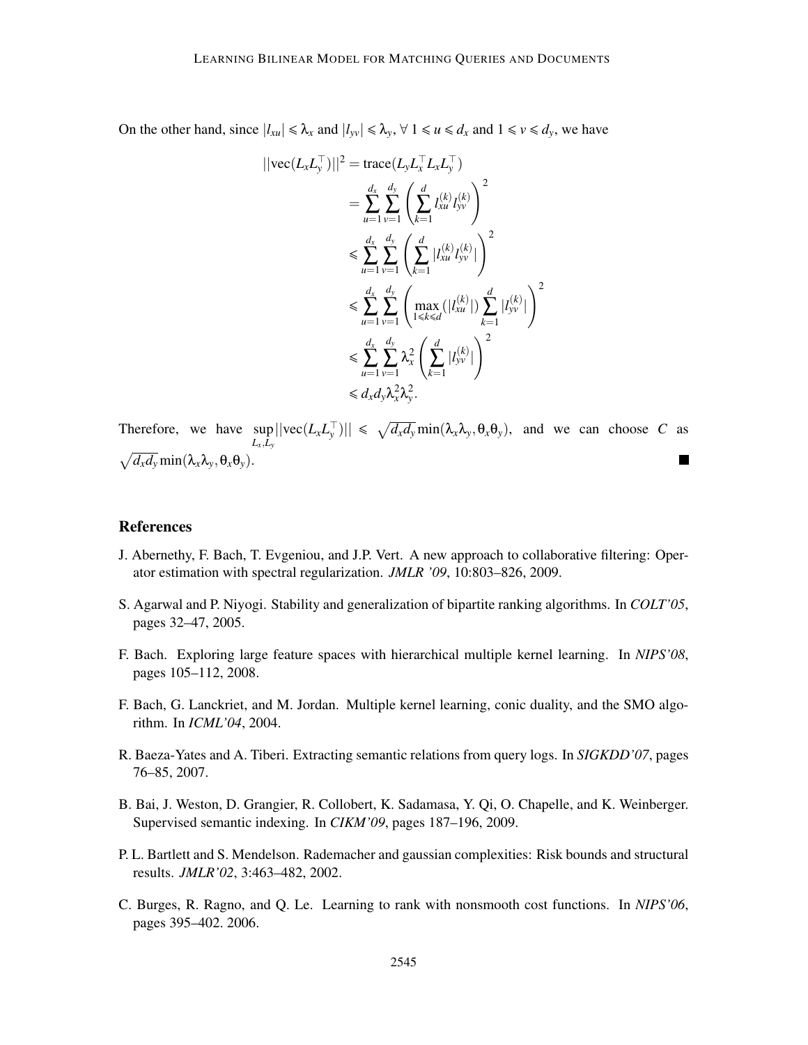On the other hand, since $|l_{xu}| \leqslant \lambda_x$ and $|l_{yv}| \leqslant \lambda_y$, $\forall\ 1 \leqslant u \leqslant d_x$ and $1 \leqslant v \leqslant d_y$, we have

$$
\begin{aligned}
||\text{vec}(L_x L_y^\top)||^2 &= \text{trace}(L_y L_x^\top L_x L_y^\top) \\
&= \sum_{u=1}^{d_x} \sum_{v=1}^{d_y} \left( \sum_{k=1}^{d} l_{xu}^{(k)} l_{yv}^{(k)} \right)^2 \\
&\leqslant \sum_{u=1}^{d_x} \sum_{v=1}^{d_y} \left( \sum_{k=1}^{d} |l_{xu}^{(k)} l_{yv}^{(k)}| \right)^2 \\
&\leqslant \sum_{u=1}^{d_x} \sum_{v=1}^{d_y} \left( \max_{1 \leqslant k \leqslant d}(|l_{xu}^{(k)}|) \sum_{k=1}^{d} |l_{yv}^{(k)}| \right)^2 \\
&\leqslant \sum_{u=1}^{d_x} \sum_{v=1}^{d_y} \lambda_x^2 \left( \sum_{k=1}^{d} |l_{yv}^{(k)}| \right)^2 \\
&\leqslant d_x d_y \lambda_x^2 \lambda_y^2.
\end{aligned}
$$

Therefore, we have $\sup_{L_x, L_y} ||\text{vec}(L_x L_y^\top)|| \leqslant \sqrt{d_x d_y} \min(\lambda_x \lambda_y, \theta_x \theta_y)$, and we can choose $C$ as $\sqrt{d_x d_y} \min(\lambda_x \lambda_y, \theta_x \theta_y)$. ■

## References

J. Abernethy, F. Bach, T. Evgeniou, and J.P. Vert. A new approach to collaborative filtering: Operator estimation with spectral regularization. *JMLR '09*, 10:803–826, 2009.

S. Agarwal and P. Niyogi. Stability and generalization of bipartite ranking algorithms. In *COLT'05*, pages 32–47, 2005.

F. Bach. Exploring large feature spaces with hierarchical multiple kernel learning. In *NIPS'08*, pages 105–112, 2008.

F. Bach, G. Lanckriet, and M. Jordan. Multiple kernel learning, conic duality, and the SMO algorithm. In *ICML'04*, 2004.

R. Baeza-Yates and A. Tiberi. Extracting semantic relations from query logs. In *SIGKDD'07*, pages 76–85, 2007.

B. Bai, J. Weston, D. Grangier, R. Collobert, K. Sadamasa, Y. Qi, O. Chapelle, and K. Weinberger. Supervised semantic indexing. In *CIKM'09*, pages 187–196, 2009.

P. L. Bartlett and S. Mendelson. Rademacher and gaussian complexities: Risk bounds and structural results. *JMLR'02*, 3:463–482, 2002.

C. Burges, R. Ragno, and Q. Le. Learning to rank with nonsmooth cost functions. In *NIPS'06*, pages 395–402. 2006.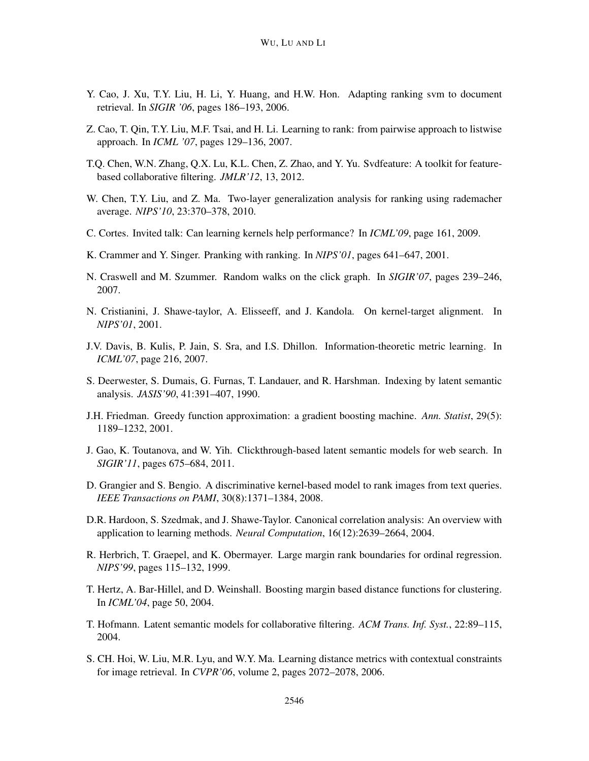Y. Cao, J. Xu, T.Y. Liu, H. Li, Y. Huang, and H.W. Hon. Adapting ranking svm to document retrieval. In *SIGIR '06*, pages 186–193, 2006.

Z. Cao, T. Qin, T.Y. Liu, M.F. Tsai, and H. Li. Learning to rank: from pairwise approach to listwise approach. In *ICML '07*, pages 129–136, 2007.

T.Q. Chen, W.N. Zhang, Q.X. Lu, K.L. Chen, Z. Zhao, and Y. Yu. Svdfeature: A toolkit for feature-based collaborative filtering. *JMLR'12*, 13, 2012.

W. Chen, T.Y. Liu, and Z. Ma. Two-layer generalization analysis for ranking using rademacher average. *NIPS'10*, 23:370–378, 2010.

C. Cortes. Invited talk: Can learning kernels help performance? In *ICML'09*, page 161, 2009.

K. Crammer and Y. Singer. Pranking with ranking. In *NIPS'01*, pages 641–647, 2001.

N. Craswell and M. Szummer. Random walks on the click graph. In *SIGIR'07*, pages 239–246, 2007.

N. Cristianini, J. Shawe-taylor, A. Elisseeff, and J. Kandola. On kernel-target alignment. In *NIPS'01*, 2001.

J.V. Davis, B. Kulis, P. Jain, S. Sra, and I.S. Dhillon. Information-theoretic metric learning. In *ICML'07*, page 216, 2007.

S. Deerwester, S. Dumais, G. Furnas, T. Landauer, and R. Harshman. Indexing by latent semantic analysis. *JASIS'90*, 41:391–407, 1990.

J.H. Friedman. Greedy function approximation: a gradient boosting machine. *Ann. Statist*, 29(5): 1189–1232, 2001.

J. Gao, K. Toutanova, and W. Yih. Clickthrough-based latent semantic models for web search. In *SIGIR'11*, pages 675–684, 2011.

D. Grangier and S. Bengio. A discriminative kernel-based model to rank images from text queries. *IEEE Transactions on PAMI*, 30(8):1371–1384, 2008.

D.R. Hardoon, S. Szedmak, and J. Shawe-Taylor. Canonical correlation analysis: An overview with application to learning methods. *Neural Computation*, 16(12):2639–2664, 2004.

R. Herbrich, T. Graepel, and K. Obermayer. Large margin rank boundaries for ordinal regression. *NIPS'99*, pages 115–132, 1999.

T. Hertz, A. Bar-Hillel, and D. Weinshall. Boosting margin based distance functions for clustering. In *ICML'04*, page 50, 2004.

T. Hofmann. Latent semantic models for collaborative filtering. *ACM Trans. Inf. Syst.*, 22:89–115, 2004.

S. CH. Hoi, W. Liu, M.R. Lyu, and W.Y. Ma. Learning distance metrics with contextual constraints for image retrieval. In *CVPR'06*, volume 2, pages 2072–2078, 2006.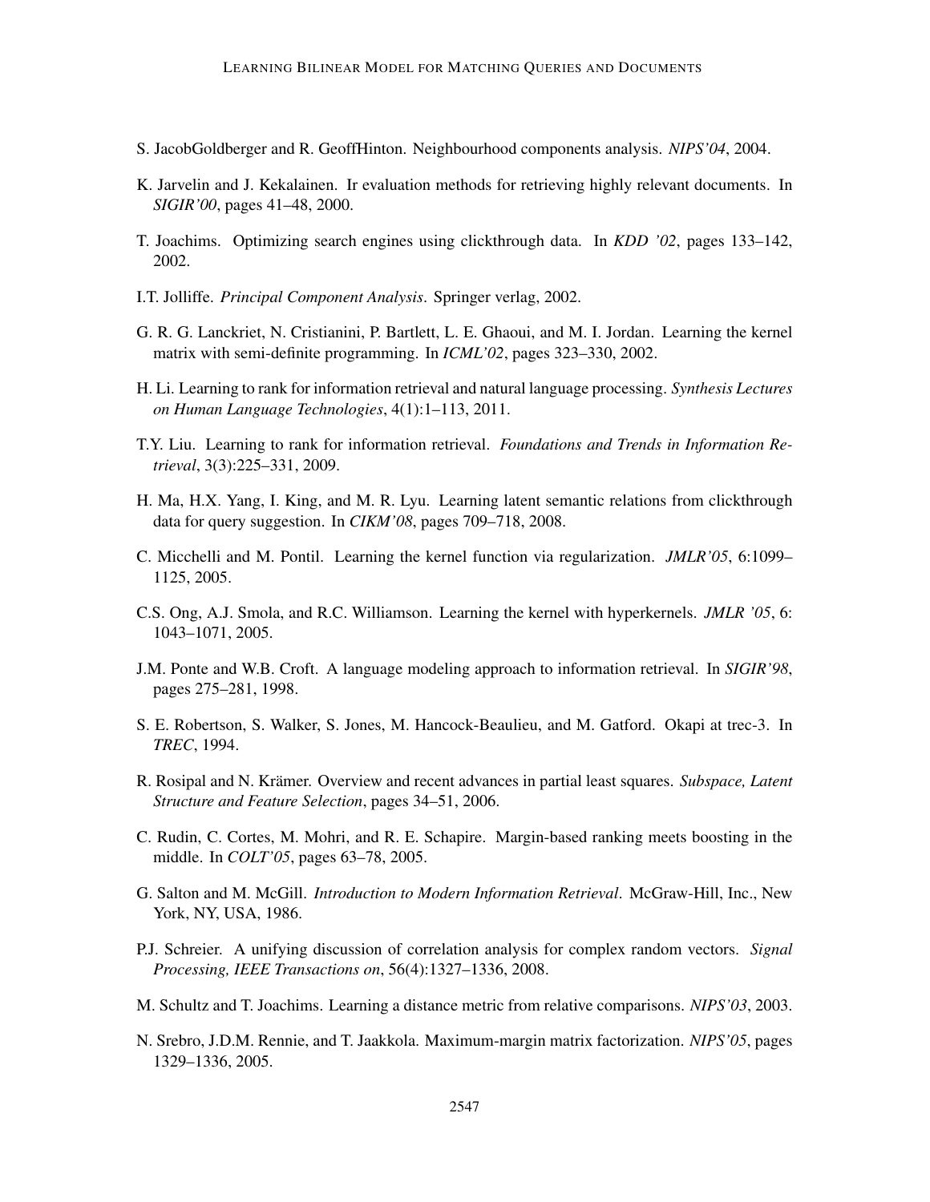S. JacobGoldberger and R. GeoffHinton. Neighbourhood components analysis. *NIPS'04*, 2004.

K. Jarvelin and J. Kekalainen. Ir evaluation methods for retrieving highly relevant documents. In *SIGIR'00*, pages 41–48, 2000.

T. Joachims. Optimizing search engines using clickthrough data. In *KDD '02*, pages 133–142, 2002.

I.T. Jolliffe. *Principal Component Analysis*. Springer verlag, 2002.

G. R. G. Lanckriet, N. Cristianini, P. Bartlett, L. E. Ghaoui, and M. I. Jordan. Learning the kernel matrix with semi-definite programming. In *ICML'02*, pages 323–330, 2002.

H. Li. Learning to rank for information retrieval and natural language processing. *Synthesis Lectures on Human Language Technologies*, 4(1):1–113, 2011.

T.Y. Liu. Learning to rank for information retrieval. *Foundations and Trends in Information Retrieval*, 3(3):225–331, 2009.

H. Ma, H.X. Yang, I. King, and M. R. Lyu. Learning latent semantic relations from clickthrough data for query suggestion. In *CIKM'08*, pages 709–718, 2008.

C. Micchelli and M. Pontil. Learning the kernel function via regularization. *JMLR'05*, 6:1099–1125, 2005.

C.S. Ong, A.J. Smola, and R.C. Williamson. Learning the kernel with hyperkernels. *JMLR '05*, 6: 1043–1071, 2005.

J.M. Ponte and W.B. Croft. A language modeling approach to information retrieval. In *SIGIR'98*, pages 275–281, 1998.

S. E. Robertson, S. Walker, S. Jones, M. Hancock-Beaulieu, and M. Gatford. Okapi at trec-3. In *TREC*, 1994.

R. Rosipal and N. Krämer. Overview and recent advances in partial least squares. *Subspace, Latent Structure and Feature Selection*, pages 34–51, 2006.

C. Rudin, C. Cortes, M. Mohri, and R. E. Schapire. Margin-based ranking meets boosting in the middle. In *COLT'05*, pages 63–78, 2005.

G. Salton and M. McGill. *Introduction to Modern Information Retrieval*. McGraw-Hill, Inc., New York, NY, USA, 1986.

P.J. Schreier. A unifying discussion of correlation analysis for complex random vectors. *Signal Processing, IEEE Transactions on*, 56(4):1327–1336, 2008.

M. Schultz and T. Joachims. Learning a distance metric from relative comparisons. *NIPS'03*, 2003.

N. Srebro, J.D.M. Rennie, and T. Jaakkola. Maximum-margin matrix factorization. *NIPS'05*, pages 1329–1336, 2005.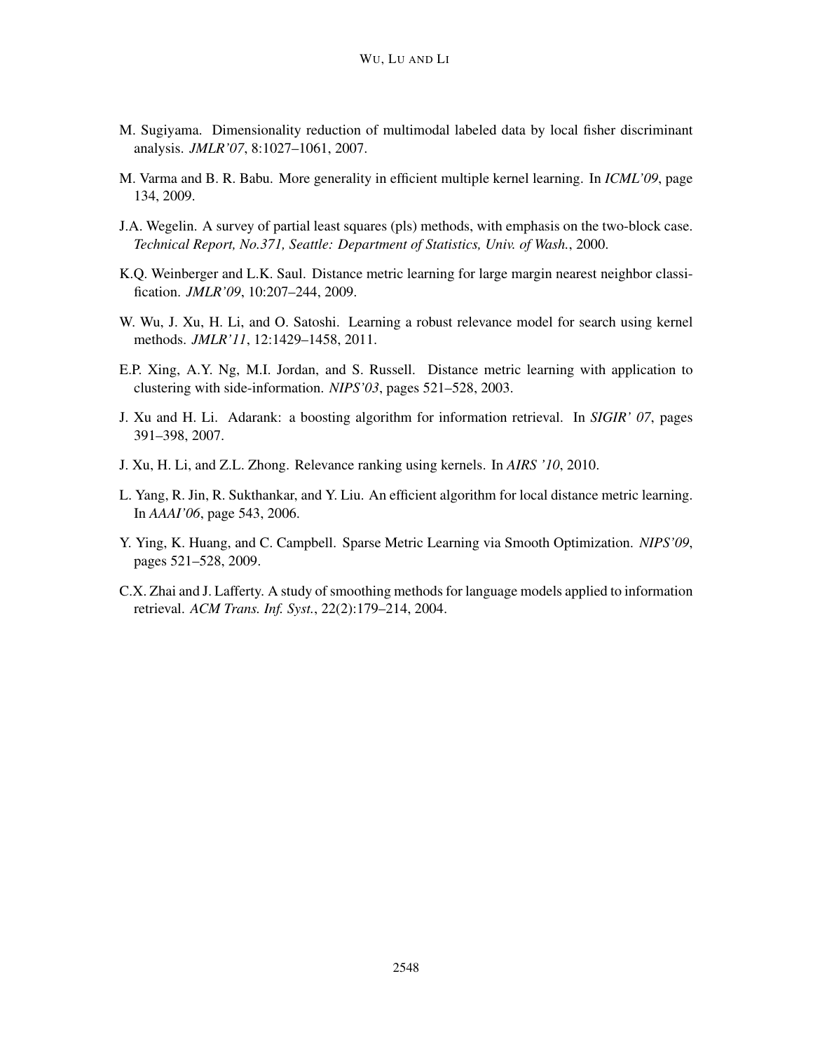M. Sugiyama. Dimensionality reduction of multimodal labeled data by local fisher discriminant analysis. *JMLR'07*, 8:1027–1061, 2007.

M. Varma and B. R. Babu. More generality in efficient multiple kernel learning. In *ICML'09*, page 134, 2009.

J.A. Wegelin. A survey of partial least squares (pls) methods, with emphasis on the two-block case. *Technical Report, No.371, Seattle: Department of Statistics, Univ. of Wash.*, 2000.

K.Q. Weinberger and L.K. Saul. Distance metric learning for large margin nearest neighbor classification. *JMLR'09*, 10:207–244, 2009.

W. Wu, J. Xu, H. Li, and O. Satoshi. Learning a robust relevance model for search using kernel methods. *JMLR'11*, 12:1429–1458, 2011.

E.P. Xing, A.Y. Ng, M.I. Jordan, and S. Russell. Distance metric learning with application to clustering with side-information. *NIPS'03*, pages 521–528, 2003.

J. Xu and H. Li. Adarank: a boosting algorithm for information retrieval. In *SIGIR' 07*, pages 391–398, 2007.

J. Xu, H. Li, and Z.L. Zhong. Relevance ranking using kernels. In *AIRS '10*, 2010.

L. Yang, R. Jin, R. Sukthankar, and Y. Liu. An efficient algorithm for local distance metric learning. In *AAAI'06*, page 543, 2006.

Y. Ying, K. Huang, and C. Campbell. Sparse Metric Learning via Smooth Optimization. *NIPS'09*, pages 521–528, 2009.

C.X. Zhai and J. Lafferty. A study of smoothing methods for language models applied to information retrieval. *ACM Trans. Inf. Syst.*, 22(2):179–214, 2004.